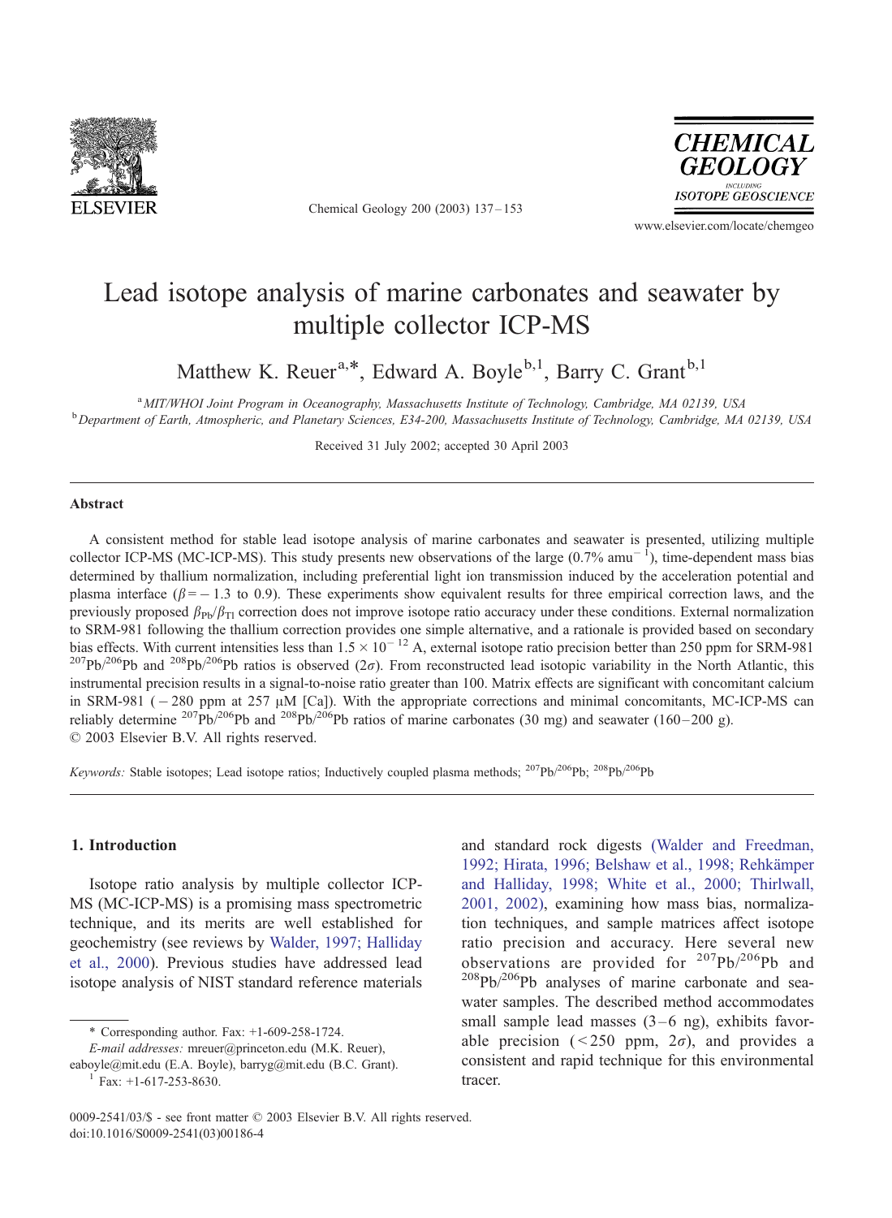# Lead isotope analysis of marine carbonates and seawater by multiple collector ICP-MS

Matthew K. Reuer[a,*], Edward A. Boyle[b,1], Barry C. Grant[b,1]

[a] *MIT/WHOI Joint Program in Oceanography, Massachusetts Institute of Technology, Cambridge, MA 02139, USA*

[b] *Department of Earth, Atmospheric, and Planetary Sciences, E34-200, Massachusetts Institute of Technology, Cambridge, MA 02139, USA*

Received 31 July 2002; accepted 30 April 2003

## Abstract

A consistent method for stable lead isotope analysis of marine carbonates and seawater is presented, utilizing multiple collector ICP-MS (MC-ICP-MS). This study presents new observations of the large (0.7% $amu^{-1}$), time-dependent mass bias determined by thallium normalization, including preferential light ion transmission induced by the acceleration potential and plasma interface ($\beta = -1.3$ to 0.9). These experiments show equivalent results for three empirical correction laws, and the previously proposed $\beta_{Pb}/\beta_{Tl}$ correction does not improve isotope ratio accuracy under these conditions. External normalization to SRM-981 following the thallium correction provides one simple alternative, and a rationale is provided based on secondary bias effects. With current intensities less than $1.5 \times 10^{-12}$ A, external isotope ratio precision better than 250 ppm for SRM-981 $^{207}Pb/^{206}Pb$ and $^{208}Pb/^{206}Pb$ ratios is observed ($2\sigma$). From reconstructed lead isotopic variability in the North Atlantic, this instrumental precision results in a signal-to-noise ratio greater than 100. Matrix effects are significant with concomitant calcium in SRM-981 ($-280$ ppm at 257 μM [Ca]). With the appropriate corrections and minimal concomitants, MC-ICP-MS can reliably determine $^{207}Pb/^{206}Pb$ and $^{208}Pb/^{206}Pb$ ratios of marine carbonates (30 mg) and seawater (160–200 g).

© 2003 Elsevier B.V. All rights reserved.

*Keywords:* Stable isotopes; Lead isotope ratios; Inductively coupled plasma methods; $^{207}Pb/^{206}Pb$; $^{208}Pb/^{206}Pb$

## 1. Introduction

Isotope ratio analysis by multiple collector ICP-MS (MC-ICP-MS) is a promising mass spectrometric technique, and its merits are well established for geochemistry (see reviews by Walder, 1997; Halliday et al., 2000). Previous studies have addressed lead isotope analysis of NIST standard reference materials and standard rock digests (Walder and Freedman, 1992; Hirata, 1996; Belshaw et al., 1998; Rehkämper and Halliday, 1998; White et al., 2000; Thirlwall, 2001, 2002), examining how mass bias, normalization techniques, and sample matrices affect isotope ratio precision and accuracy. Here several new observations are provided for $^{207}Pb/^{206}Pb$ and $^{208}Pb/^{206}Pb$ analyses of marine carbonate and seawater samples. The described method accommodates small sample lead masses (3–6 ng), exhibits favorable precision (<250 ppm, $2\sigma$), and provides a consistent and rapid technique for this environmental tracer.

---

\* Corresponding author. Fax: +1-609-258-1724.

*E-mail addresses:* mreuer@princeton.edu (M.K. Reuer), eaboyle@mit.edu (E.A. Boyle), barryg@mit.edu (B.C. Grant).

[1] Fax: +1-617-253-8630.

0009-2541/03/$ - see front matter © 2003 Elsevier B.V. All rights reserved.
doi:10.1016/S0009-2541(03)00186-4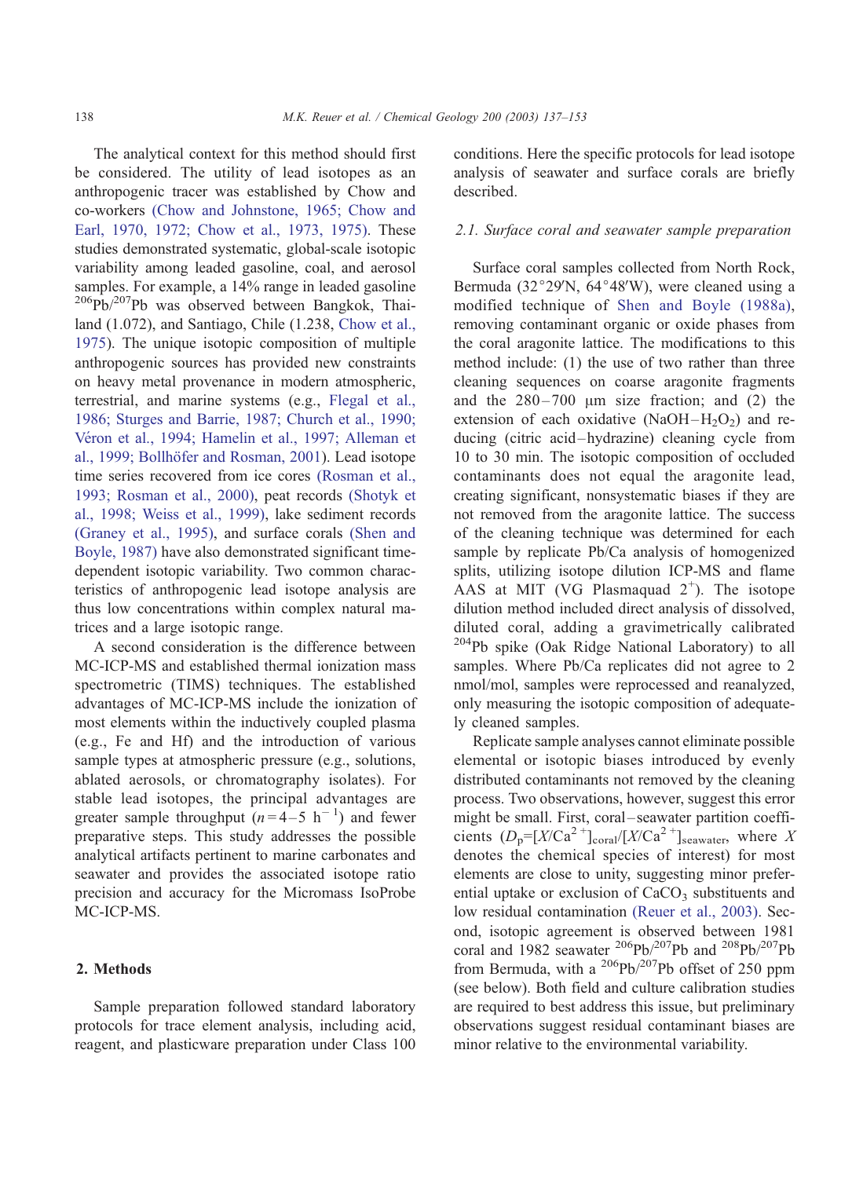The analytical context for this method should first be considered. The utility of lead isotopes as an anthropogenic tracer was established by Chow and co-workers (Chow and Johnstone, 1965; Chow and Earl, 1970, 1972; Chow et al., 1973, 1975). These studies demonstrated systematic, global-scale isotopic variability among leaded gasoline, coal, and aerosol samples. For example, a 14% range in leaded gasoline $^{206}Pb/^{207}Pb$ was observed between Bangkok, Thailand (1.072), and Santiago, Chile (1.238, Chow et al., 1975). The unique isotopic composition of multiple anthropogenic sources has provided new constraints on heavy metal provenance in modern atmospheric, terrestrial, and marine systems (e.g., Flegal et al., 1986; Sturges and Barrie, 1987; Church et al., 1990; Véron et al., 1994; Hamelin et al., 1997; Alleman et al., 1999; Bollhöfer and Rosman, 2001). Lead isotope time series recovered from ice cores (Rosman et al., 1993; Rosman et al., 2000), peat records (Shotyk et al., 1998; Weiss et al., 1999), lake sediment records (Graney et al., 1995), and surface corals (Shen and Boyle, 1987) have also demonstrated significant time-dependent isotopic variability. Two common characteristics of anthropogenic lead isotope analysis are thus low concentrations within complex natural matrices and a large isotopic range.

A second consideration is the difference between MC-ICP-MS and established thermal ionization mass spectrometric (TIMS) techniques. The established advantages of MC-ICP-MS include the ionization of most elements within the inductively coupled plasma (e.g., Fe and Hf) and the introduction of various sample types at atmospheric pressure (e.g., solutions, ablated aerosols, or chromatography isolates). For stable lead isotopes, the principal advantages are greater sample throughput ($n = 4$–$5\ h^{-1}$) and fewer preparative steps. This study addresses the possible analytical artifacts pertinent to marine carbonates and seawater and provides the associated isotope ratio precision and accuracy for the Micromass IsoProbe MC-ICP-MS.

## 2. Methods

Sample preparation followed standard laboratory protocols for trace element analysis, including acid, reagent, and plasticware preparation under Class 100 conditions. Here the specific protocols for lead isotope analysis of seawater and surface corals are briefly described.

### 2.1. Surface coral and seawater sample preparation

Surface coral samples collected from North Rock, Bermuda (32°29′N, 64°48′W), were cleaned using a modified technique of Shen and Boyle (1988a), removing contaminant organic or oxide phases from the coral aragonite lattice. The modifications to this method include: (1) the use of two rather than three cleaning sequences on coarse aragonite fragments and the 280–700 μm size fraction; and (2) the extension of each oxidative ($NaOH$–$H_2O_2$) and reducing (citric acid–hydrazine) cleaning cycle from 10 to 30 min. The isotopic composition of occluded contaminants does not equal the aragonite lead, creating significant, nonsystematic biases if they are not removed from the aragonite lattice. The success of the cleaning technique was determined for each sample by replicate Pb/Ca analysis of homogenized splits, utilizing isotope dilution ICP-MS and flame AAS at MIT (VG Plasmaquad 2$^+$). The isotope dilution method included direct analysis of dissolved, diluted coral, adding a gravimetrically calibrated $^{204}Pb$ spike (Oak Ridge National Laboratory) to all samples. Where Pb/Ca replicates did not agree to 2 nmol/mol, samples were reprocessed and reanalyzed, only measuring the isotopic composition of adequately cleaned samples.

Replicate sample analyses cannot eliminate possible elemental or isotopic biases introduced by evenly distributed contaminants not removed by the cleaning process. Two observations, however, suggest this error might be small. First, coral–seawater partition coefficients ($D_p = [X/Ca^{2+}]_{coral}/[X/Ca^{2+}]_{seawater}$, where $X$ denotes the chemical species of interest) for most elements are close to unity, suggesting minor preferential uptake or exclusion of $CaCO_3$ substituents and low residual contamination (Reuer et al., 2003). Second, isotopic agreement is observed between 1981 coral and 1982 seawater $^{206}Pb/^{207}Pb$ and $^{208}Pb/^{207}Pb$ from Bermuda, with a $^{206}Pb/^{207}Pb$ offset of 250 ppm (see below). Both field and culture calibration studies are required to best address this issue, but preliminary observations suggest residual contaminant biases are minor relative to the environmental variability.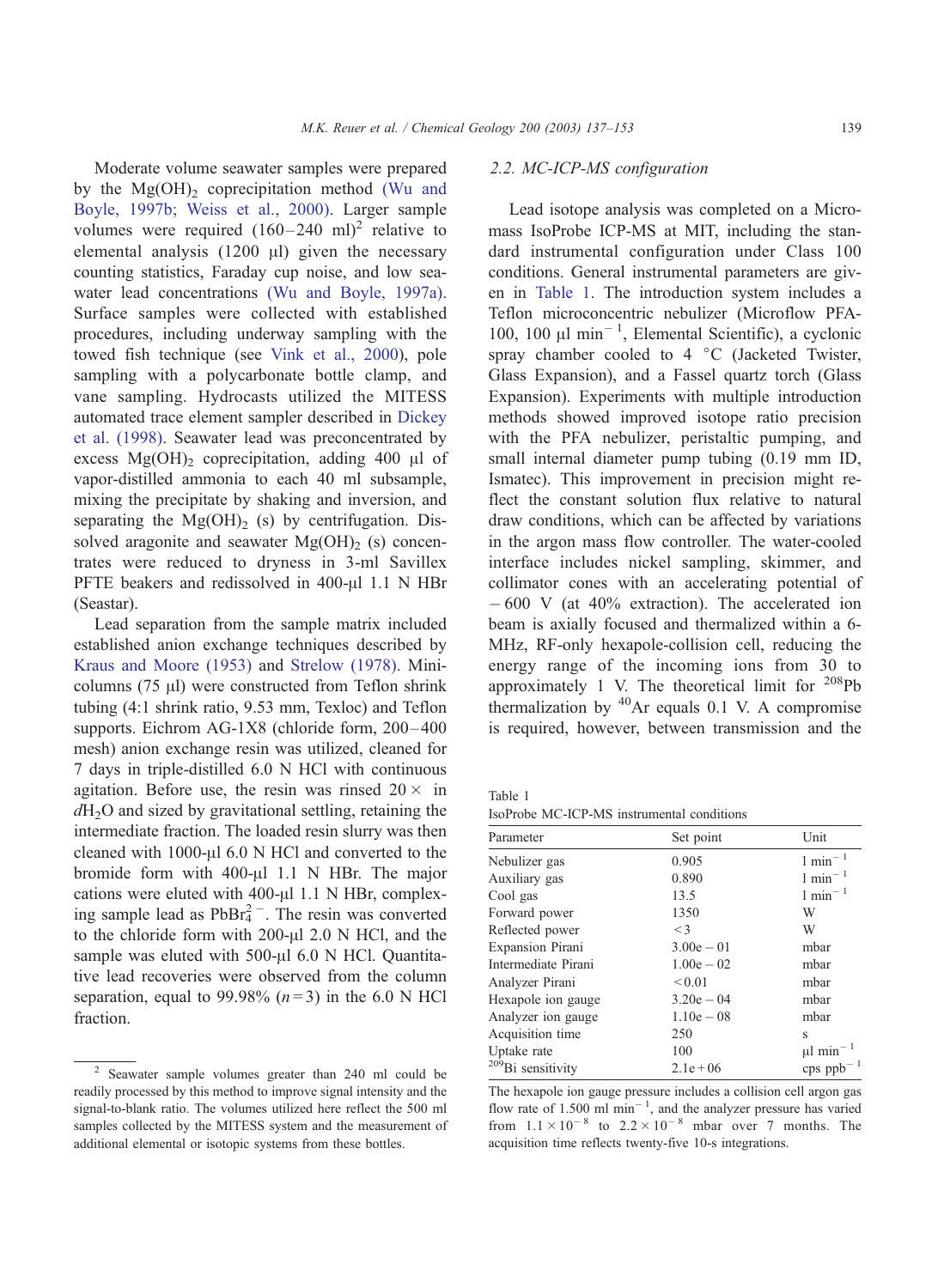Moderate volume seawater samples were prepared by the $Mg(OH)_2$ coprecipitation method (Wu and Boyle, 1997b; Weiss et al., 2000). Larger sample volumes were required (160–240 ml)[2] relative to elemental analysis (1200 μl) given the necessary counting statistics, Faraday cup noise, and low seawater lead concentrations (Wu and Boyle, 1997a). Surface samples were collected with established procedures, including underway sampling with the towed fish technique (see Vink et al., 2000), pole sampling with a polycarbonate bottle clamp, and vane sampling. Hydrocasts utilized the MITESS automated trace element sampler described in Dickey et al. (1998). Seawater lead was preconcentrated by excess $Mg(OH)_2$ coprecipitation, adding 400 μl of vapor-distilled ammonia to each 40 ml subsample, mixing the precipitate by shaking and inversion, and separating the $Mg(OH)_2$ (s) by centrifugation. Dissolved aragonite and seawater $Mg(OH)_2$ (s) concentrates were reduced to dryness in 3-ml Savillex PFTE beakers and redissolved in 400-μl 1.1 N HBr (Seastar).

Lead separation from the sample matrix included established anion exchange techniques described by Kraus and Moore (1953) and Strelow (1978). Mini-columns (75 μl) were constructed from Teflon shrink tubing (4:1 shrink ratio, 9.53 mm, Texloc) and Teflon supports. Eichrom AG-1X8 (chloride form, 200–400 mesh) anion exchange resin was utilized, cleaned for 7 days in triple-distilled 6.0 N HCl with continuous agitation. Before use, the resin was rinsed 20 × in $dH_2O$ and sized by gravitational settling, retaining the intermediate fraction. The loaded resin slurry was then cleaned with 1000-μl 6.0 N HCl and converted to the bromide form with 400-μl 1.1 N HBr. The major cations were eluted with 400-μl 1.1 N HBr, complexing sample lead as $PbBr_4^{2-}$. The resin was converted to the chloride form with 200-μl 2.0 N HCl, and the sample was eluted with 500-μl 6.0 N HCl. Quantitative lead recoveries were observed from the column separation, equal to 99.98% ($n = 3$) in the 6.0 N HCl fraction.

[2] Seawater sample volumes greater than 240 ml could be readily processed by this method to improve signal intensity and the signal-to-blank ratio. The volumes utilized here reflect the 500 ml samples collected by the MITESS system and the measurement of additional elemental or isotopic systems from these bottles.

### 2.2. MC-ICP-MS configuration

Lead isotope analysis was completed on a Micromass IsoProbe ICP-MS at MIT, including the standard instrumental configuration under Class 100 conditions. General instrumental parameters are given in Table 1. The introduction system includes a Teflon microconcentric nebulizer (Microflow PFA-100, 100 μl min$^{-1}$, Elemental Scientific), a cyclonic spray chamber cooled to 4 °C (Jacketed Twister, Glass Expansion), and a Fassel quartz torch (Glass Expansion). Experiments with multiple introduction methods showed improved isotope ratio precision with the PFA nebulizer, peristaltic pumping, and small internal diameter pump tubing (0.19 mm ID, Ismatec). This improvement in precision might reflect the constant solution flux relative to natural draw conditions, which can be affected by variations in the argon mass flow controller. The water-cooled interface includes nickel sampling, skimmer, and collimator cones with an accelerating potential of − 600 V (at 40% extraction). The accelerated ion beam is axially focused and thermalized within a 6-MHz, RF-only hexapole-collision cell, reducing the energy range of the incoming ions from 30 to approximately 1 V. The theoretical limit for $^{208}$Pb thermalization by $^{40}$Ar equals 0.1 V. A compromise is required, however, between transmission and the

Table 1
IsoProbe MC-ICP-MS instrumental conditions

| Parameter | Set point | Unit |
|---|---|---|
| Nebulizer gas | 0.905 | l min$^{-1}$ |
| Auxiliary gas | 0.890 | l min$^{-1}$ |
| Cool gas | 13.5 | l min$^{-1}$ |
| Forward power | 1350 | W |
| Reflected power | < 3 | W |
| Expansion Pirani | 3.00e − 01 | mbar |
| Intermediate Pirani | 1.00e − 02 | mbar |
| Analyzer Pirani | < 0.01 | mbar |
| Hexapole ion gauge | 3.20e − 04 | mbar |
| Analyzer ion gauge | 1.10e − 08 | mbar |
| Acquisition time | 250 | s |
| Uptake rate | 100 | μl min$^{-1}$ |
| $^{209}$Bi sensitivity | 2.1e + 06 | cps ppb$^{-1}$ |

The hexapole ion gauge pressure includes a collision cell argon gas flow rate of 1.500 ml min$^{-1}$, and the analyzer pressure has varied from $1.1 \times 10^{-8}$ to $2.2 \times 10^{-8}$ mbar over 7 months. The acquisition time reflects twenty-five 10-s integrations.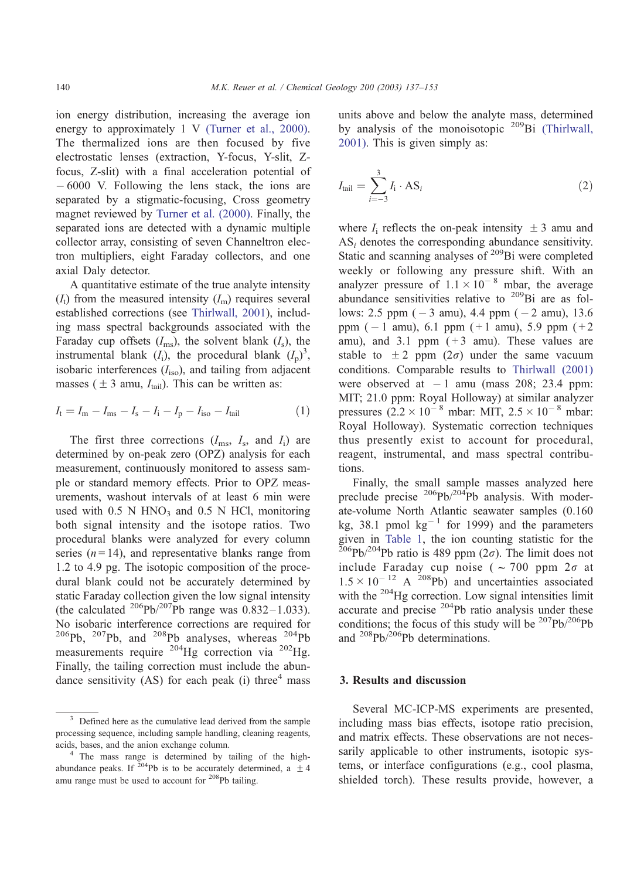ion energy distribution, increasing the average ion energy to approximately 1 V (Turner et al., 2000). The thermalized ions are then focused by five electrostatic lenses (extraction, Y-focus, Y-slit, Z-focus, Z-slit) with a final acceleration potential of − 6000 V. Following the lens stack, the ions are separated by a stigmatic-focusing, Cross geometry magnet reviewed by Turner et al. (2000). Finally, the separated ions are detected with a dynamic multiple collector array, consisting of seven Channeltron electron multipliers, eight Faraday collectors, and one axial Daly detector.

A quantitative estimate of the true analyte intensity ($I_t$) from the measured intensity ($I_m$) requires several established corrections (see Thirlwall, 2001), including mass spectral backgrounds associated with the Faraday cup offsets ($I_{ms}$), the solvent blank ($I_s$), the instrumental blank ($I_i$), the procedural blank ($I_p$)[3], isobaric interferences ($I_{iso}$), and tailing from adjacent masses (± 3 amu, $I_{tail}$). This can be written as:

$$I_t = I_m - I_{ms} - I_s - I_i - I_p - I_{iso} - I_{tail} \tag{1}$$

The first three corrections ($I_{ms}$, $I_s$, and $I_i$) are determined by on-peak zero (OPZ) analysis for each measurement, continuously monitored to assess sample or standard memory effects. Prior to OPZ measurements, washout intervals of at least 6 min were used with 0.5 N $HNO_3$ and 0.5 N HCl, monitoring both signal intensity and the isotope ratios. Two procedural blanks were analyzed for every column series ($n = 14$), and representative blanks range from 1.2 to 4.9 pg. The isotopic composition of the procedural blank could not be accurately determined by static Faraday collection given the low signal intensity (the calculated $^{206}Pb/^{207}Pb$ range was 0.832–1.033). No isobaric interference corrections are required for $^{206}Pb$, $^{207}Pb$, and $^{208}Pb$ analyses, whereas $^{204}Pb$ measurements require $^{204}Hg$ correction via $^{202}Hg$. Finally, the tailing correction must include the abundance sensitivity (AS) for each peak (i) three[4] mass units above and below the analyte mass, determined by analysis of the monoisotopic $^{209}Bi$ (Thirlwall, 2001). This is given simply as:

$$I_{tail} = \sum_{i=-3}^{3} I_i \cdot AS_i \tag{2}$$

where $I_i$ reflects the on-peak intensity ± 3 amu and $AS_i$ denotes the corresponding abundance sensitivity. Static and scanning analyses of $^{209}Bi$ were completed weekly or following any pressure shift. With an analyzer pressure of $1.1 \times 10^{-8}$ mbar, the average abundance sensitivities relative to $^{209}Bi$ are as follows: 2.5 ppm (− 3 amu), 4.4 ppm (− 2 amu), 13.6 ppm (− 1 amu), 6.1 ppm (+ 1 amu), 5.9 ppm (+ 2 amu), and 3.1 ppm (+ 3 amu). These values are stable to ± 2 ppm ($2\sigma$) under the same vacuum conditions. Comparable results to Thirlwall (2001) were observed at − 1 amu (mass 208; 23.4 ppm: MIT; 21.0 ppm: Royal Holloway) at similar analyzer pressures ($2.2 \times 10^{-8}$ mbar: MIT, $2.5 \times 10^{-8}$ mbar: Royal Holloway). Systematic correction techniques thus presently exist to account for procedural, reagent, instrumental, and mass spectral contributions.

Finally, the small sample masses analyzed here preclude precise $^{206}Pb/^{204}Pb$ analysis. With moderate-volume North Atlantic seawater samples (0.160 kg, 38.1 pmol $kg^{-1}$ for 1999) and the parameters given in Table 1, the ion counting statistic for the $^{206}Pb/^{204}Pb$ ratio is 489 ppm ($2\sigma$). The limit does not include Faraday cup noise (~ 700 ppm $2\sigma$ at $1.5 \times 10^{-12}$ A $^{208}Pb$) and uncertainties associated with the $^{204}Hg$ correction. Low signal intensities limit accurate and precise $^{204}Pb$ ratio analysis under these conditions; the focus of this study will be $^{207}Pb/^{206}Pb$ and $^{208}Pb/^{206}Pb$ determinations.

## 3. Results and discussion

Several MC-ICP-MS experiments are presented, including mass bias effects, isotope ratio precision, and matrix effects. These observations are not necessarily applicable to other instruments, isotopic systems, or interface configurations (e.g., cool plasma, shielded torch). These results provide, however, a

---

[3] Defined here as the cumulative lead derived from the sample processing sequence, including sample handling, cleaning reagents, acids, bases, and the anion exchange column.

[4] The mass range is determined by tailing of the high-abundance peaks. If $^{204}Pb$ is to be accurately determined, a ± 4 amu range must be used to account for $^{208}Pb$ tailing.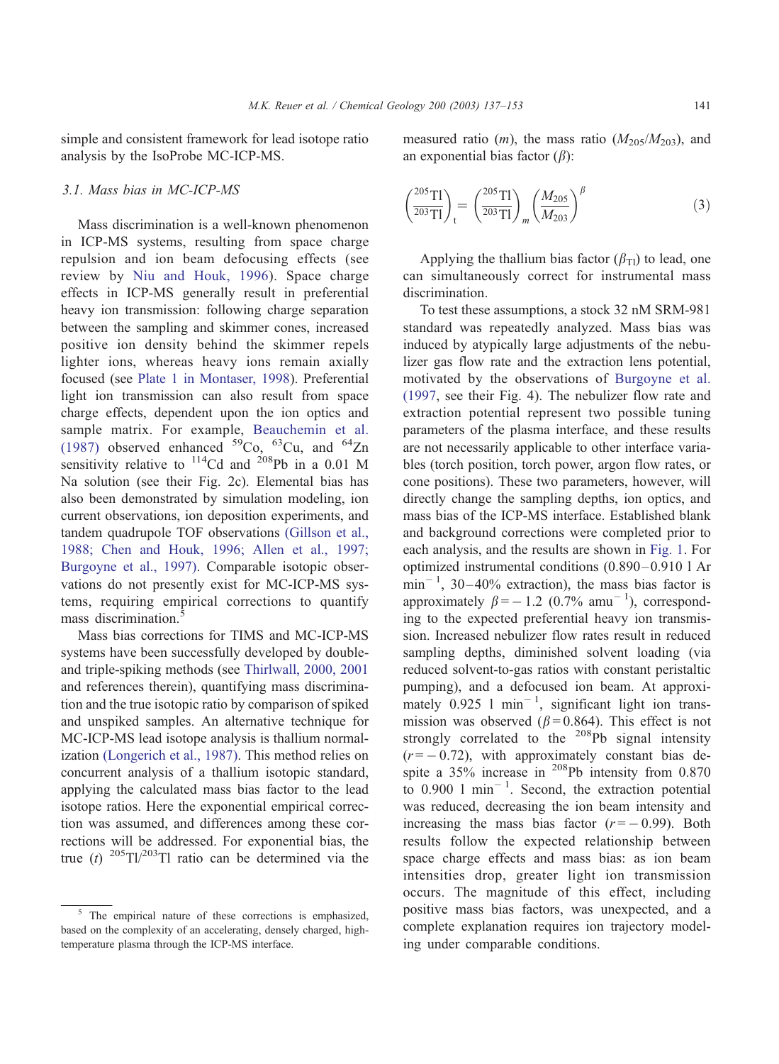simple and consistent framework for lead isotope ratio analysis by the IsoProbe MC-ICP-MS.

### 3.1. Mass bias in MC-ICP-MS

Mass discrimination is a well-known phenomenon in ICP-MS systems, resulting from space charge repulsion and ion beam defocusing effects (see review by Niu and Houk, 1996). Space charge effects in ICP-MS generally result in preferential heavy ion transmission: following charge separation between the sampling and skimmer cones, increased positive ion density behind the skimmer repels lighter ions, whereas heavy ions remain axially focused (see Plate 1 in Montaser, 1998). Preferential light ion transmission can also result from space charge effects, dependent upon the ion optics and sample matrix. For example, Beauchemin et al. (1987) observed enhanced $^{59}Co$, $^{63}Cu$, and $^{64}Zn$ sensitivity relative to $^{114}Cd$ and $^{208}Pb$ in a 0.01 M Na solution (see their Fig. 2c). Elemental bias has also been demonstrated by simulation modeling, ion current observations, ion deposition experiments, and tandem quadrupole TOF observations (Gillson et al., 1988; Chen and Houk, 1996; Allen et al., 1997; Burgoyne et al., 1997). Comparable isotopic observations do not presently exist for MC-ICP-MS systems, requiring empirical corrections to quantify mass discrimination.[5]

Mass bias corrections for TIMS and MC-ICP-MS systems have been successfully developed by double- and triple-spiking methods (see Thirlwall, 2000, 2001 and references therein), quantifying mass discrimination and the true isotopic ratio by comparison of spiked and unspiked samples. An alternative technique for MC-ICP-MS lead isotope analysis is thallium normalization (Longerich et al., 1987). This method relies on concurrent analysis of a thallium isotopic standard, applying the calculated mass bias factor to the lead isotope ratios. Here the exponential empirical correction was assumed, and differences among these corrections will be addressed. For exponential bias, the true ($t$) $^{205}Tl/^{203}Tl$ ratio can be determined via the measured ratio ($m$), the mass ratio ($M_{205}/M_{203}$), and an exponential bias factor ($\beta$):

$$\left(\frac{^{205}\mathrm{Tl}}{^{203}\mathrm{Tl}}\right)_t = \left(\frac{^{205}\mathrm{Tl}}{^{203}\mathrm{Tl}}\right)_m \left(\frac{M_{205}}{M_{203}}\right)^{\beta} \tag{3}$$

Applying the thallium bias factor ($\beta_{Tl}$) to lead, one can simultaneously correct for instrumental mass discrimination.

To test these assumptions, a stock 32 nM SRM-981 standard was repeatedly analyzed. Mass bias was induced by atypically large adjustments of the nebulizer gas flow rate and the extraction lens potential, motivated by the observations of Burgoyne et al. (1997, see their Fig. 4). The nebulizer flow rate and extraction potential represent two possible tuning parameters of the plasma interface, and these results are not necessarily applicable to other interface variables (torch position, torch power, argon flow rates, or cone positions). These two parameters, however, will directly change the sampling depths, ion optics, and mass bias of the ICP-MS interface. Established blank and background corrections were completed prior to each analysis, and the results are shown in Fig. 1. For optimized instrumental conditions (0.890–0.910 l Ar $\mathrm{min}^{-1}$, 30–40% extraction), the mass bias factor is approximately $\beta = -1.2$ (0.7% $\mathrm{amu}^{-1}$), corresponding to the expected preferential heavy ion transmission. Increased nebulizer flow rates result in reduced sampling depths, diminished solvent loading (via reduced solvent-to-gas ratios with constant peristaltic pumping), and a defocused ion beam. At approximately 0.925 l $\mathrm{min}^{-1}$, significant light ion transmission was observed ($\beta = 0.864$). This effect is not strongly correlated to the $^{208}Pb$ signal intensity ($r = -0.72$), with approximately constant bias despite a 35% increase in $^{208}Pb$ intensity from 0.870 to 0.900 l $\mathrm{min}^{-1}$. Second, the extraction potential was reduced, decreasing the ion beam intensity and increasing the mass bias factor ($r = -0.99$). Both results follow the expected relationship between space charge effects and mass bias: as ion beam intensities drop, greater light ion transmission occurs. The magnitude of this effect, including positive mass bias factors, was unexpected, and a complete explanation requires ion trajectory modeling under comparable conditions.

[5] The empirical nature of these corrections is emphasized, based on the complexity of an accelerating, densely charged, high-temperature plasma through the ICP-MS interface.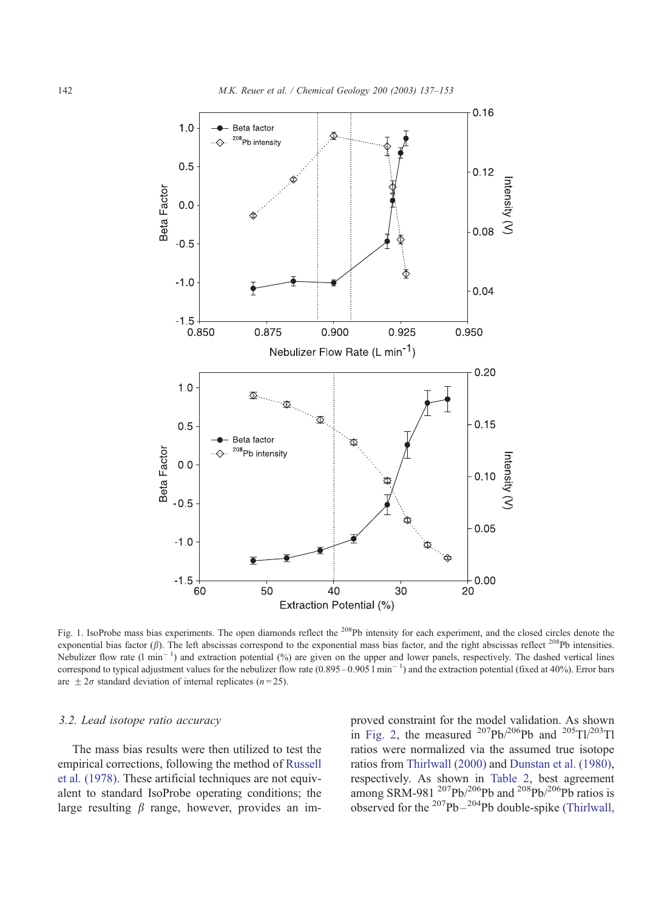Fig. 1. IsoProbe mass bias experiments. The open diamonds reflect the $^{208}$Pb intensity for each experiment, and the closed circles denote the exponential bias factor ($\beta$). The left abscissas correspond to the exponential mass bias factor, and the right abscissas reflect $^{208}$Pb intensities. Nebulizer flow rate (l min$^{-1}$) and extraction potential (%) are given on the upper and lower panels, respectively. The dashed vertical lines correspond to typical adjustment values for the nebulizer flow rate (0.895–0.905 l min$^{-1}$) and the extraction potential (fixed at 40%). Error bars are $\pm 2\sigma$ standard deviation of internal replicates ($n = 25$).

### 3.2. Lead isotope ratio accuracy

The mass bias results were then utilized to test the empirical corrections, following the method of Russell et al. (1978). These artificial techniques are not equivalent to standard IsoProbe operating conditions; the large resulting $\beta$ range, however, provides an improved constraint for the model validation. As shown in Fig. 2, the measured $^{207}$Pb/$^{206}$Pb and $^{205}$Tl/$^{203}$Tl ratios were normalized via the assumed true isotope ratios from Thirlwall (2000) and Dunstan et al. (1980), respectively. As shown in Table 2, best agreement among SRM-981 $^{207}$Pb/$^{206}$Pb and $^{208}$Pb/$^{206}$Pb ratios is observed for the $^{207}$Pb–$^{204}$Pb double-spike (Thirlwall,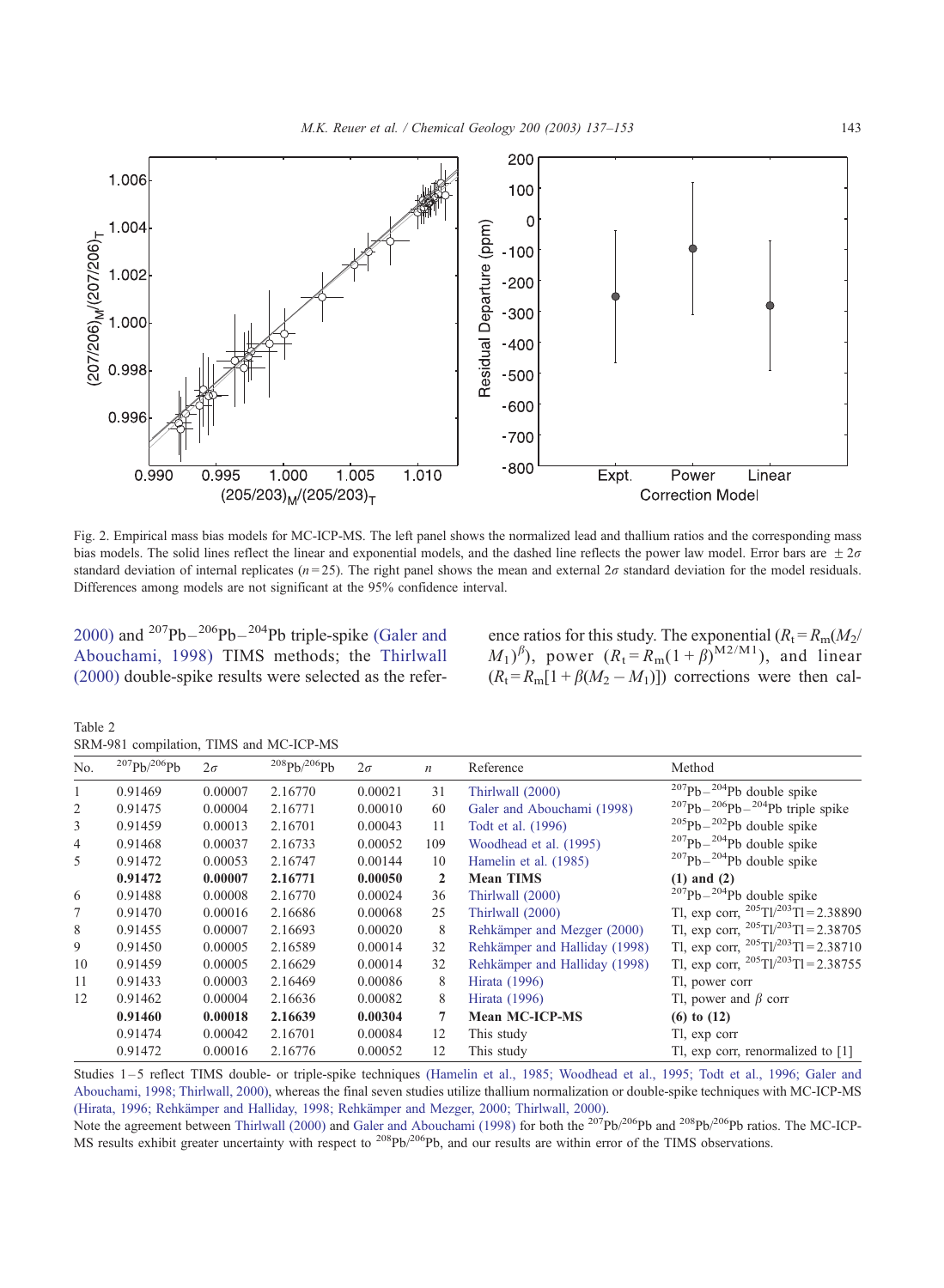Fig. 2. Empirical mass bias models for MC-ICP-MS. The left panel shows the normalized lead and thallium ratios and the corresponding mass bias models. The solid lines reflect the linear and exponential models, and the dashed line reflects the power law model. Error bars are $\pm 2\sigma$ standard deviation of internal replicates ($n = 25$). The right panel shows the mean and external $2\sigma$ standard deviation for the model residuals. Differences among models are not significant at the 95% confidence interval.

2000) and $^{207}Pb-^{206}Pb-^{204}Pb$ triple-spike (Galer and Abouchami, 1998) TIMS methods; the Thirlwall (2000) double-spike results were selected as the reference ratios for this study. The exponential ($R_t = R_m(M_2/M_1)^{\beta}$), power ($R_t = R_m(1+\beta)^{M2/M1}$), and linear ($R_t = R_m[1 + \beta(M_2 - M_1)]$) corrections were then cal-

Table 2
SRM-981 compilation, TIMS and MC-ICP-MS

| No. | $^{207}Pb/^{206}Pb$ | $2\sigma$ | $^{208}Pb/^{206}Pb$ | $2\sigma$ | $n$ | Reference | Method |
|---|---|---|---|---|---|---|---|
| 1 | 0.91469 | 0.00007 | 2.16770 | 0.00021 | 31 | Thirlwall (2000) | $^{207}Pb-^{204}Pb$ double spike |
| 2 | 0.91475 | 0.00004 | 2.16771 | 0.00010 | 60 | Galer and Abouchami (1998) | $^{207}Pb-^{206}Pb-^{204}Pb$ triple spike |
| 3 | 0.91459 | 0.00013 | 2.16701 | 0.00043 | 11 | Todt et al. (1996) | $^{205}Pb-^{202}Pb$ double spike |
| 4 | 0.91468 | 0.00037 | 2.16733 | 0.00052 | 109 | Woodhead et al. (1995) | $^{207}Pb-^{204}Pb$ double spike |
| 5 | 0.91472 | 0.00053 | 2.16747 | 0.00144 | 10 | Hamelin et al. (1985) | $^{207}Pb-^{204}Pb$ double spike |
| | **0.91472** | **0.00007** | **2.16771** | **0.00050** | **2** | **Mean TIMS** | **(1) and (2)** |
| 6 | 0.91488 | 0.00008 | 2.16770 | 0.00024 | 36 | Thirlwall (2000) | $^{207}Pb-^{204}Pb$ double spike |
| 7 | 0.91470 | 0.00016 | 2.16686 | 0.00068 | 25 | Thirlwall (2000) | Tl, exp corr, $^{205}Tl/^{203}Tl = 2.38890$ |
| 8 | 0.91455 | 0.00007 | 2.16693 | 0.00020 | 8 | Rehkämper and Mezger (2000) | Tl, exp corr, $^{205}Tl/^{203}Tl = 2.38705$ |
| 9 | 0.91450 | 0.00005 | 2.16589 | 0.00014 | 32 | Rehkämper and Halliday (1998) | Tl, exp corr, $^{205}Tl/^{203}Tl = 2.38710$ |
| 10 | 0.91459 | 0.00005 | 2.16629 | 0.00014 | 32 | Rehkämper and Halliday (1998) | Tl, exp corr, $^{205}Tl/^{203}Tl = 2.38755$ |
| 11 | 0.91433 | 0.00003 | 2.16469 | 0.00086 | 8 | Hirata (1996) | Tl, power corr |
| 12 | 0.91462 | 0.00004 | 2.16636 | 0.00082 | 8 | Hirata (1996) | Tl, power and $\beta$ corr |
| | **0.91460** | **0.00018** | **2.16639** | **0.00304** | **7** | **Mean MC-ICP-MS** | **(6) to (12)** |
| | 0.91474 | 0.00042 | 2.16701 | 0.00084 | 12 | This study | Tl, exp corr |
| | 0.91472 | 0.00016 | 2.16776 | 0.00052 | 12 | This study | Tl, exp corr, renormalized to [1] |

Studies 1–5 reflect TIMS double- or triple-spike techniques (Hamelin et al., 1985; Woodhead et al., 1995; Todt et al., 1996; Galer and Abouchami, 1998; Thirlwall, 2000), whereas the final seven studies utilize thallium normalization or double-spike techniques with MC-ICP-MS (Hirata, 1996; Rehkämper and Halliday, 1998; Rehkämper and Mezger, 2000; Thirlwall, 2000).
Note the agreement between Thirlwall (2000) and Galer and Abouchami (1998) for both the $^{207}Pb/^{206}Pb$ and $^{208}Pb/^{206}Pb$ ratios. The MC-ICP-MS results exhibit greater uncertainty with respect to $^{208}Pb/^{206}Pb$, and our results are within error of the TIMS observations.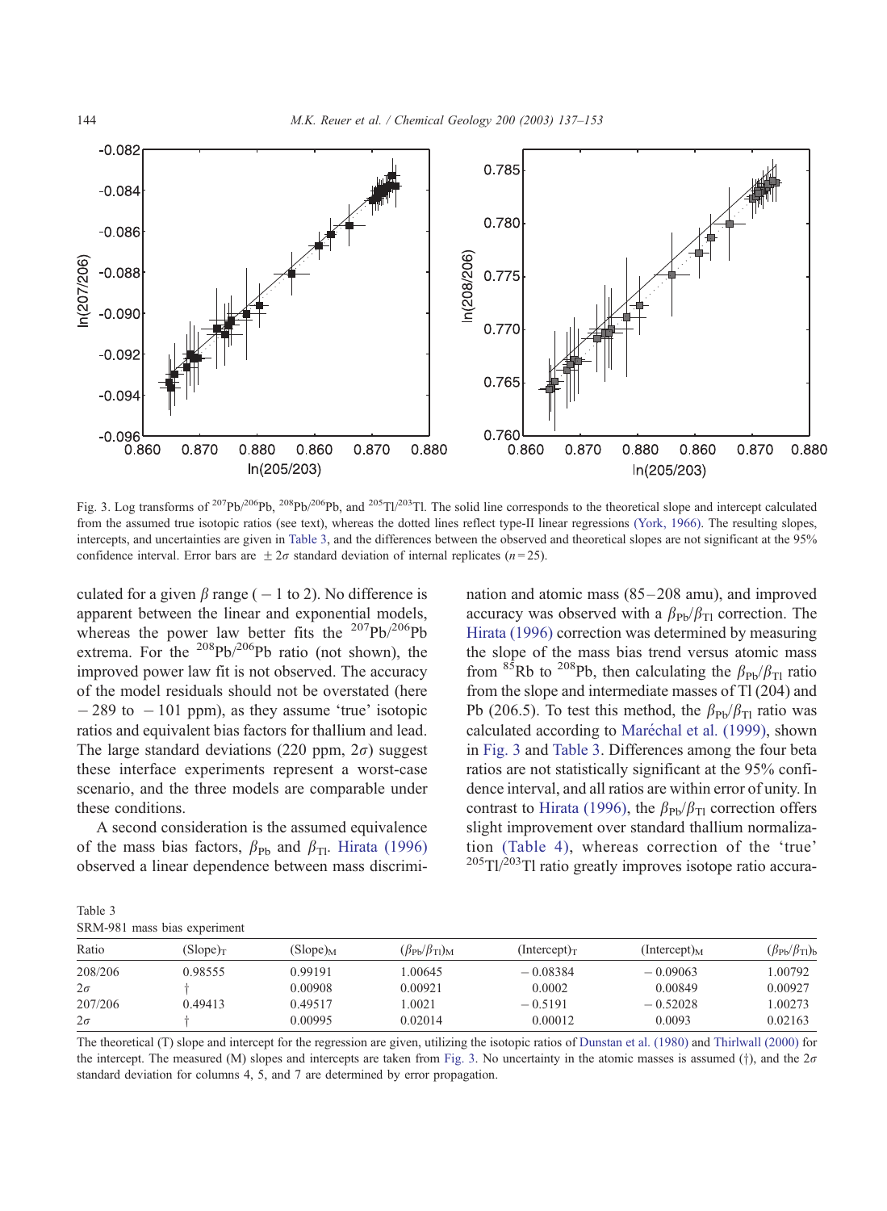Fig. 3. Log transforms of $^{207}Pb/^{206}Pb$, $^{208}Pb/^{206}Pb$, and $^{205}Tl/^{203}Tl$. The solid line corresponds to the theoretical slope and intercept calculated from the assumed true isotopic ratios (see text), whereas the dotted lines reflect type-II linear regressions (York, 1966). The resulting slopes, intercepts, and uncertainties are given in Table 3, and the differences between the observed and theoretical slopes are not significant at the 95% confidence interval. Error bars are $\pm 2\sigma$ standard deviation of internal replicates ($n = 25$).

culated for a given $\beta$ range ($-1$ to 2). No difference is apparent between the linear and exponential models, whereas the power law better fits the $^{207}Pb/^{206}Pb$ extrema. For the $^{208}Pb/^{206}Pb$ ratio (not shown), the improved power law fit is not observed. The accuracy of the model residuals should not be overstated (here $-289$ to $-101$ ppm), as they assume 'true' isotopic ratios and equivalent bias factors for thallium and lead. The large standard deviations (220 ppm, $2\sigma$) suggest these interface experiments represent a worst-case scenario, and the three models are comparable under these conditions.

A second consideration is the assumed equivalence of the mass bias factors, $\beta_{Pb}$ and $\beta_{Tl}$. Hirata (1996) observed a linear dependence between mass discrimination and atomic mass (85–208 amu), and improved accuracy was observed with a $\beta_{Pb}/\beta_{Tl}$ correction. The Hirata (1996) correction was determined by measuring the slope of the mass bias trend versus atomic mass from $^{85}Rb$ to $^{208}Pb$, then calculating the $\beta_{Pb}/\beta_{Tl}$ ratio from the slope and intermediate masses of Tl (204) and Pb (206.5). To test this method, the $\beta_{Pb}/\beta_{Tl}$ ratio was calculated according to Maréchal et al. (1999), shown in Fig. 3 and Table 3. Differences among the four beta ratios are not statistically significant at the 95% confidence interval, and all ratios are within error of unity. In contrast to Hirata (1996), the $\beta_{Pb}/\beta_{Tl}$ correction offers slight improvement over standard thallium normalization (Table 4), whereas correction of the 'true' $^{205}Tl/^{203}Tl$ ratio greatly improves isotope ratio accura-

Table 3
SRM-981 mass bias experiment

| Ratio | $(\text{Slope})_T$ | $(\text{Slope})_M$ | $(\beta_{Pb}/\beta_{Tl})_M$ | $(\text{Intercept})_T$ | $(\text{Intercept})_M$ | $(\beta_{Pb}/\beta_{Tl})_b$ |
|---|---|---|---|---|---|---|
| 208/206 | 0.98555 | 0.99191 | 1.00645 | −0.08384 | −0.09063 | 1.00792 |
| $2\sigma$ | † | 0.00908 | 0.00921 | 0.0002 | 0.00849 | 0.00927 |
| 207/206 | 0.49413 | 0.49517 | 1.0021 | −0.5191 | −0.52028 | 1.00273 |
| $2\sigma$ | † | 0.00995 | 0.02014 | 0.00012 | 0.0093 | 0.02163 |

The theoretical (T) slope and intercept for the regression are given, utilizing the isotopic ratios of Dunstan et al. (1980) and Thirlwall (2000) for the intercept. The measured (M) slopes and intercepts are taken from Fig. 3. No uncertainty in the atomic masses is assumed (†), and the $2\sigma$ standard deviation for columns 4, 5, and 7 are determined by error propagation.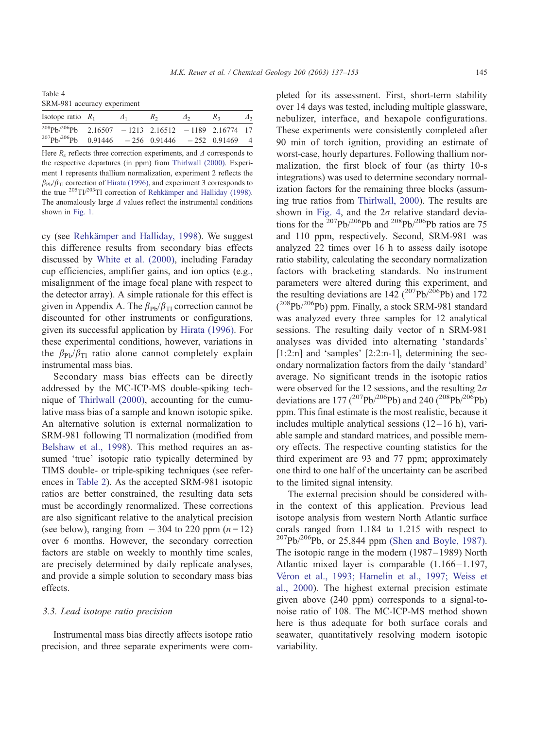Table 4
SRM-981 accuracy experiment

| Isotope ratio | $R_1$ | $\Delta_1$ | $R_2$ | $\Delta_2$ | $R_3$ | $\Delta_3$ |
|---|---|---|---|---|---|---|
| $^{208}Pb/^{206}Pb$ | 2.16507 | −1213 | 2.16512 | −1189 | 2.16774 | 17 |
| $^{207}Pb/^{206}Pb$ | 0.91446 | −256 | 0.91446 | −252 | 0.91469 | 4 |

Here $R_x$ reflects three correction experiments, and $\Delta$ corresponds to the respective departures (in ppm) from Thirlwall (2000). Experiment 1 represents thallium normalization, experiment 2 reflects the $\beta_{Pb}/\beta_{Tl}$ correction of Hirata (1996), and experiment 3 corresponds to the true $^{205}Tl/^{203}Tl$ correction of Rehkämper and Halliday (1998). The anomalously large $\Delta$ values reflect the instrumental conditions shown in Fig. 1.

cy (see Rehkämper and Halliday, 1998). We suggest this difference results from secondary bias effects discussed by White et al. (2000), including Faraday cup efficiencies, amplifier gains, and ion optics (e.g., misalignment of the image focal plane with respect to the detector array). A simple rationale for this effect is given in Appendix A. The $\beta_{Pb}/\beta_{Tl}$ correction cannot be discounted for other instruments or configurations, given its successful application by Hirata (1996). For these experimental conditions, however, variations in the $\beta_{Pb}/\beta_{Tl}$ ratio alone cannot completely explain instrumental mass bias.

Secondary mass bias effects can be directly addressed by the MC-ICP-MS double-spiking technique of Thirlwall (2000), accounting for the cumulative mass bias of a sample and known isotopic spike. An alternative solution is external normalization to SRM-981 following Tl normalization (modified from Belshaw et al., 1998). This method requires an assumed 'true' isotopic ratio typically determined by TIMS double- or triple-spiking techniques (see references in Table 2). As the accepted SRM-981 isotopic ratios are better constrained, the resulting data sets must be accordingly renormalized. These corrections are also significant relative to the analytical precision (see below), ranging from −304 to 220 ppm ($n = 12$) over 6 months. However, the secondary correction factors are stable on weekly to monthly time scales, are precisely determined by daily replicate analyses, and provide a simple solution to secondary mass bias effects.

### *3.3. Lead isotope ratio precision*

Instrumental mass bias directly affects isotope ratio precision, and three separate experiments were completed for its assessment. First, short-term stability over 14 days was tested, including multiple glassware, nebulizer, interface, and hexapole configurations. These experiments were consistently completed after 90 min of torch ignition, providing an estimate of worst-case, hourly departures. Following thallium normalization, the first block of four (as thirty 10-s integrations) was used to determine secondary normalization factors for the remaining three blocks (assuming true ratios from Thirlwall, 2000). The results are shown in Fig. 4, and the $2\sigma$ relative standard deviations for the $^{207}Pb/^{206}Pb$ and $^{208}Pb/^{206}Pb$ ratios are 75 and 110 ppm, respectively. Second, SRM-981 was analyzed 22 times over 16 h to assess daily isotope ratio stability, calculating the secondary normalization factors with bracketing standards. No instrument parameters were altered during this experiment, and the resulting deviations are 142 ($^{207}Pb/^{206}Pb$) and 172 ($^{208}Pb/^{206}Pb$) ppm. Finally, a stock SRM-981 standard was analyzed every three samples for 12 analytical sessions. The resulting daily vector of n SRM-981 analyses was divided into alternating 'standards' [1:2:n] and 'samples' [2:2:n-1], determining the secondary normalization factors from the daily 'standard' average. No significant trends in the isotopic ratios were observed for the 12 sessions, and the resulting $2\sigma$ deviations are 177 ($^{207}Pb/^{206}Pb$) and 240 ($^{208}Pb/^{206}Pb$) ppm. This final estimate is the most realistic, because it includes multiple analytical sessions (12–16 h), variable sample and standard matrices, and possible memory effects. The respective counting statistics for the third experiment are 93 and 77 ppm; approximately one third to one half of the uncertainty can be ascribed to the limited signal intensity.

The external precision should be considered within the context of this application. Previous lead isotope analysis from western North Atlantic surface corals ranged from 1.184 to 1.215 with respect to $^{207}Pb/^{206}Pb$, or 25,844 ppm (Shen and Boyle, 1987). The isotopic range in the modern (1987–1989) North Atlantic mixed layer is comparable (1.166–1.197, Véron et al., 1993; Hamelin et al., 1997; Weiss et al., 2000). The highest external precision estimate given above (240 ppm) corresponds to a signal-to-noise ratio of 108. The MC-ICP-MS method shown here is thus adequate for both surface corals and seawater, quantitatively resolving modern isotopic variability.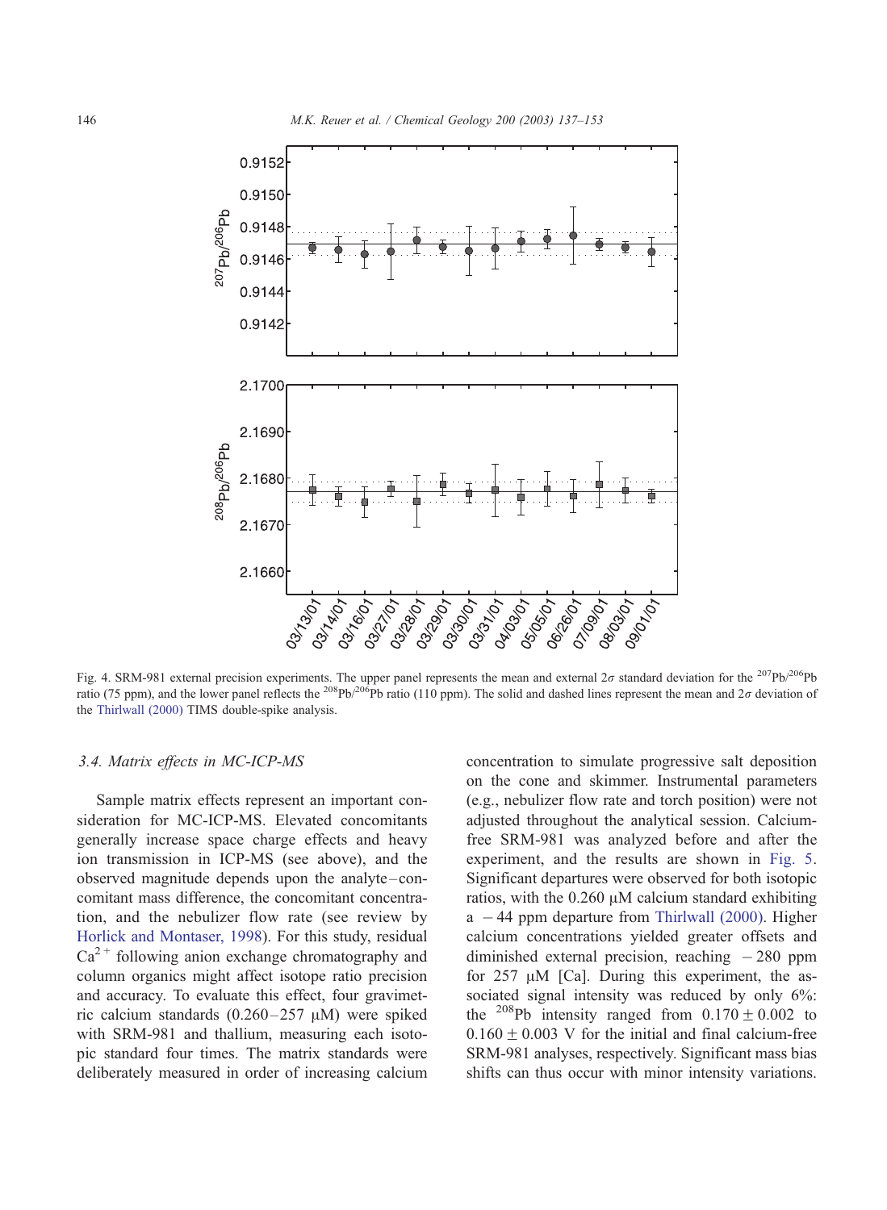Fig. 4. SRM-981 external precision experiments. The upper panel represents the mean and external $2\sigma$ standard deviation for the $^{207}Pb/^{206}Pb$ ratio (75 ppm), and the lower panel reflects the $^{208}Pb/^{206}Pb$ ratio (110 ppm). The solid and dashed lines represent the mean and $2\sigma$ deviation of the Thirlwall (2000) TIMS double-spike analysis.

### 3.4. Matrix effects in MC-ICP-MS

Sample matrix effects represent an important consideration for MC-ICP-MS. Elevated concomitants generally increase space charge effects and heavy ion transmission in ICP-MS (see above), and the observed magnitude depends upon the analyte–concomitant mass difference, the concomitant concentration, and the nebulizer flow rate (see review by Horlick and Montaser, 1998). For this study, residual $Ca^{2+}$ following anion exchange chromatography and column organics might affect isotope ratio precision and accuracy. To evaluate this effect, four gravimetric calcium standards (0.260–257 μM) were spiked with SRM-981 and thallium, measuring each isotopic standard four times. The matrix standards were deliberately measured in order of increasing calcium concentration to simulate progressive salt deposition on the cone and skimmer. Instrumental parameters (e.g., nebulizer flow rate and torch position) were not adjusted throughout the analytical session. Calcium-free SRM-981 was analyzed before and after the experiment, and the results are shown in Fig. 5. Significant departures were observed for both isotopic ratios, with the 0.260 μM calcium standard exhibiting a $-44$ ppm departure from Thirlwall (2000). Higher calcium concentrations yielded greater offsets and diminished external precision, reaching $-280$ ppm for 257 μM [Ca]. During this experiment, the associated signal intensity was reduced by only 6%: the $^{208}Pb$ intensity ranged from $0.170 \pm 0.002$ to $0.160 \pm 0.003$ V for the initial and final calcium-free SRM-981 analyses, respectively. Significant mass bias shifts can thus occur with minor intensity variations.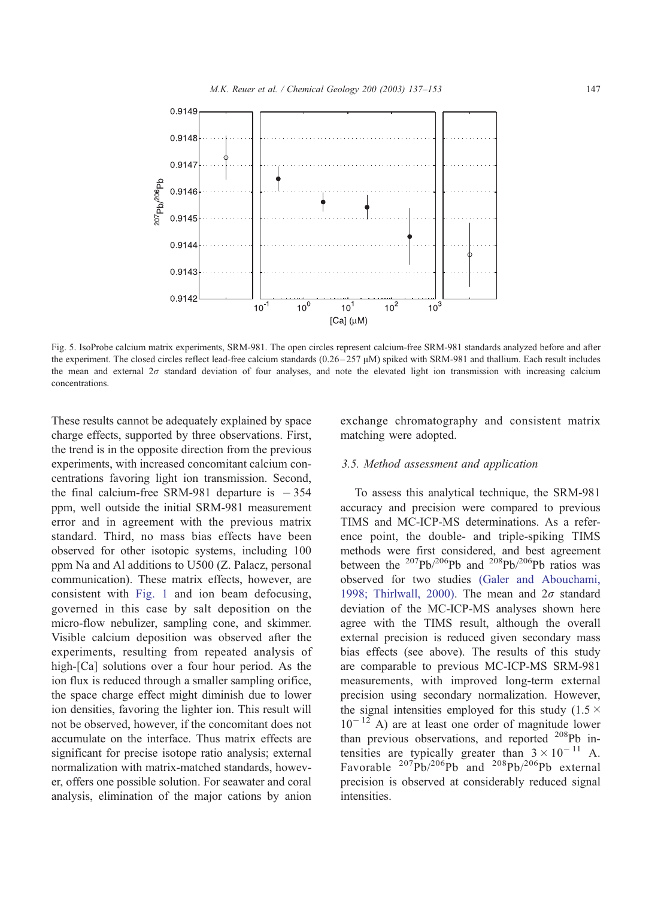Fig. 5. IsoProbe calcium matrix experiments, SRM-981. The open circles represent calcium-free SRM-981 standards analyzed before and after the experiment. The closed circles reflect lead-free calcium standards (0.26–257 μM) spiked with SRM-981 and thallium. Each result includes the mean and external $2\sigma$ standard deviation of four analyses, and note the elevated light ion transmission with increasing calcium concentrations.

These results cannot be adequately explained by space charge effects, supported by three observations. First, the trend is in the opposite direction from the previous experiments, with increased concomitant calcium concentrations favoring light ion transmission. Second, the final calcium-free SRM-981 departure is $-354$ ppm, well outside the initial SRM-981 measurement error and in agreement with the previous matrix standard. Third, no mass bias effects have been observed for other isotopic systems, including 100 ppm Na and Al additions to U500 (Z. Palacz, personal communication). These matrix effects, however, are consistent with Fig. 1 and ion beam defocusing, governed in this case by salt deposition on the micro-flow nebulizer, sampling cone, and skimmer. Visible calcium deposition was observed after the experiments, resulting from repeated analysis of high-[Ca] solutions over a four hour period. As the ion flux is reduced through a smaller sampling orifice, the space charge effect might diminish due to lower ion densities, favoring the lighter ion. This result will not be observed, however, if the concomitant does not accumulate on the interface. Thus matrix effects are significant for precise isotope ratio analysis; external normalization with matrix-matched standards, however, offers one possible solution. For seawater and coral analysis, elimination of the major cations by anion exchange chromatography and consistent matrix matching were adopted.

### 3.5. Method assessment and application

To assess this analytical technique, the SRM-981 accuracy and precision were compared to previous TIMS and MC-ICP-MS determinations. As a reference point, the double- and triple-spiking TIMS methods were first considered, and best agreement between the $^{207}Pb/^{206}Pb$ and $^{208}Pb/^{206}Pb$ ratios was observed for two studies (Galer and Abouchami, 1998; Thirlwall, 2000). The mean and $2\sigma$ standard deviation of the MC-ICP-MS analyses shown here agree with the TIMS result, although the overall external precision is reduced given secondary mass bias effects (see above). The results of this study are comparable to previous MC-ICP-MS SRM-981 measurements, with improved long-term external precision using secondary normalization. However, the signal intensities employed for this study ($1.5 \times 10^{-12}$ A) are at least one order of magnitude lower than previous observations, and reported $^{208}Pb$ intensities are typically greater than $3 \times 10^{-11}$ A. Favorable $^{207}Pb/^{206}Pb$ and $^{208}Pb/^{206}Pb$ external precision is observed at considerably reduced signal intensities.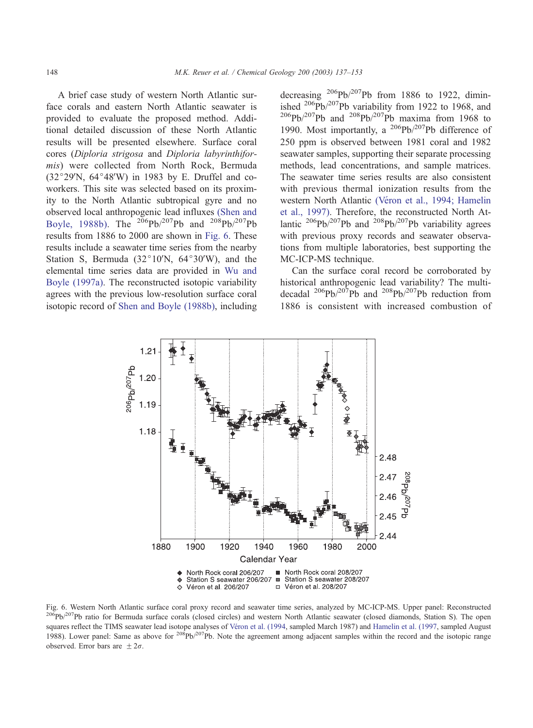A brief case study of western North Atlantic surface corals and eastern North Atlantic seawater is provided to evaluate the proposed method. Additional detailed discussion of these North Atlantic results will be presented elsewhere. Surface coral cores (*Diploria strigosa* and *Diploria labyrinthiformis*) were collected from North Rock, Bermuda (32°29′N, 64°48′W) in 1983 by E. Druffel and coworkers. This site was selected based on its proximity to the North Atlantic subtropical gyre and no observed local anthropogenic lead influxes (Shen and Boyle, 1988b). The $^{206}Pb/^{207}Pb$ and $^{208}Pb/^{207}Pb$ results from 1886 to 2000 are shown in Fig. 6. These results include a seawater time series from the nearby Station S, Bermuda (32°10′N, 64°30′W), and the elemental time series data are provided in Wu and Boyle (1997a). The reconstructed isotopic variability agrees with the previous low-resolution surface coral isotopic record of Shen and Boyle (1988b), including decreasing $^{206}Pb/^{207}Pb$ from 1886 to 1922, diminished $^{206}Pb/^{207}Pb$ variability from 1922 to 1968, and $^{206}Pb/^{207}Pb$ and $^{208}Pb/^{207}Pb$ maxima from 1968 to 1990. Most importantly, a $^{206}Pb/^{207}Pb$ difference of 250 ppm is observed between 1981 coral and 1982 seawater samples, supporting their separate processing methods, lead concentrations, and sample matrices. The seawater time series results are also consistent with previous thermal ionization results from the western North Atlantic (Véron et al., 1994; Hamelin et al., 1997). Therefore, the reconstructed North Atlantic $^{206}Pb/^{207}Pb$ and $^{208}Pb/^{207}Pb$ variability agrees with previous proxy records and seawater observations from multiple laboratories, best supporting the MC-ICP-MS technique.

Can the surface coral record be corroborated by historical anthropogenic lead variability? The multidecadal $^{206}Pb/^{207}Pb$ and $^{208}Pb/^{207}Pb$ reduction from 1886 is consistent with increased combustion of

Fig. 6. Western North Atlantic surface coral proxy record and seawater time series, analyzed by MC-ICP-MS. Upper panel: Reconstructed $^{206}Pb/^{207}Pb$ ratio for Bermuda surface corals (closed circles) and western North Atlantic seawater (closed diamonds, Station S). The open squares reflect the TIMS seawater lead isotope analyses of Véron et al. (1994, sampled March 1987) and Hamelin et al. (1997, sampled August 1988). Lower panel: Same as above for $^{208}Pb/^{207}Pb$. Note the agreement among adjacent samples within the record and the isotopic range observed. Error bars are $\pm 2\sigma$.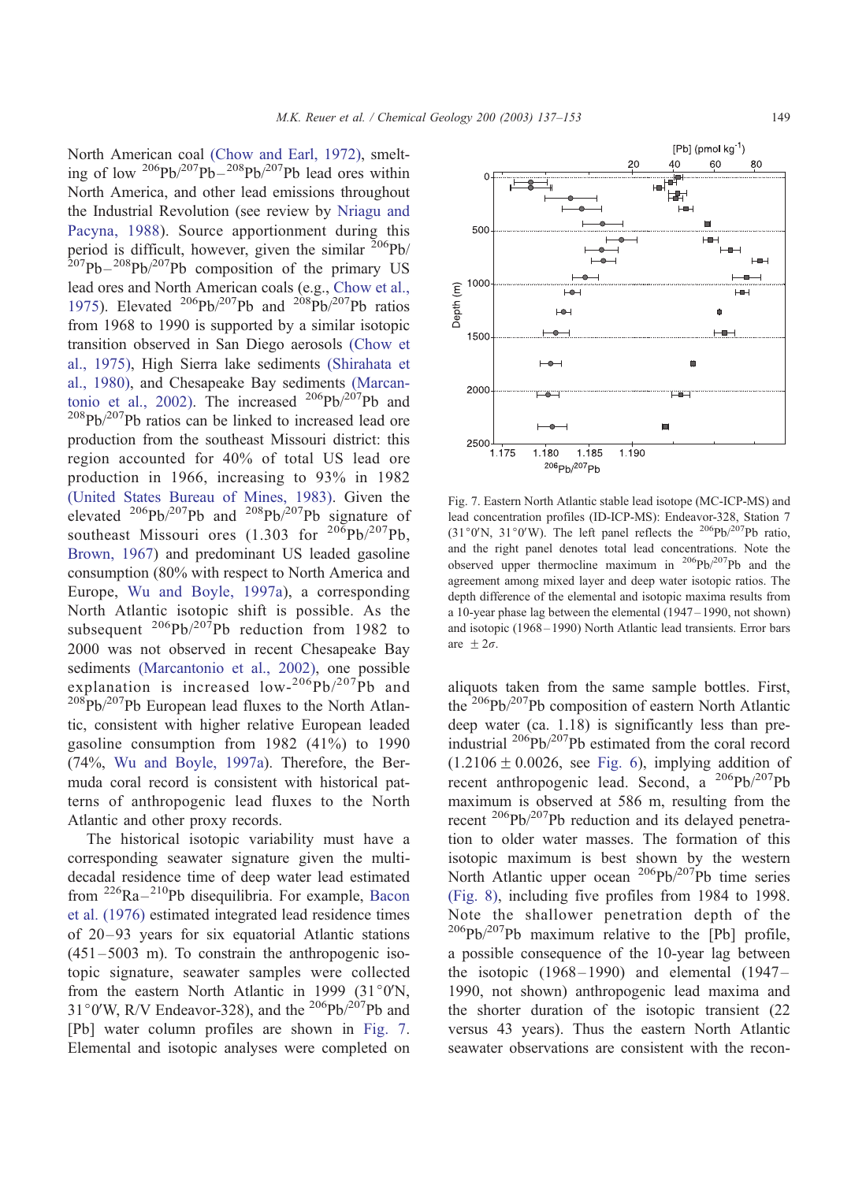North American coal (Chow and Earl, 1972), smelting of low $^{206}Pb/^{207}Pb-^{208}Pb/^{207}Pb$ lead ores within North America, and other lead emissions throughout the Industrial Revolution (see review by Nriagu and Pacyna, 1988). Source apportionment during this period is difficult, however, given the similar $^{206}Pb/^{207}Pb-^{208}Pb/^{207}Pb$ composition of the primary US lead ores and North American coals (e.g., Chow et al., 1975). Elevated $^{206}Pb/^{207}Pb$ and $^{208}Pb/^{207}Pb$ ratios from 1968 to 1990 is supported by a similar isotopic transition observed in San Diego aerosols (Chow et al., 1975), High Sierra lake sediments (Shirahata et al., 1980), and Chesapeake Bay sediments (Marcantonio et al., 2002). The increased $^{206}Pb/^{207}Pb$ and $^{208}Pb/^{207}Pb$ ratios can be linked to increased lead ore production from the southeast Missouri district: this region accounted for 40% of total US lead ore production in 1966, increasing to 93% in 1982 (United States Bureau of Mines, 1983). Given the elevated $^{206}Pb/^{207}Pb$ and $^{208}Pb/^{207}Pb$ signature of southeast Missouri ores (1.303 for $^{206}Pb/^{207}Pb$, Brown, 1967) and predominant US leaded gasoline consumption (80% with respect to North America and Europe, Wu and Boyle, 1997a), a corresponding North Atlantic isotopic shift is possible. As the subsequent $^{206}Pb/^{207}Pb$ reduction from 1982 to 2000 was not observed in recent Chesapeake Bay sediments (Marcantonio et al., 2002), one possible explanation is increased low-$^{206}Pb/^{207}Pb$ and $^{208}Pb/^{207}Pb$ European lead fluxes to the North Atlantic, consistent with higher relative European leaded gasoline consumption from 1982 (41%) to 1990 (74%, Wu and Boyle, 1997a). Therefore, the Bermuda coral record is consistent with historical patterns of anthropogenic lead fluxes to the North Atlantic and other proxy records.

The historical isotopic variability must have a corresponding seawater signature given the multi-decadal residence time of deep water lead estimated from $^{226}Ra-^{210}Pb$ disequilibria. For example, Bacon et al. (1976) estimated integrated lead residence times of 20–93 years for six equatorial Atlantic stations (451–5003 m). To constrain the anthropogenic isotopic signature, seawater samples were collected from the eastern North Atlantic in 1999 (31°0′N, 31°0′W, R/V Endeavor-328), and the $^{206}Pb/^{207}Pb$ and [Pb] water column profiles are shown in Fig. 7. Elemental and isotopic analyses were completed on aliquots taken from the same sample bottles. First, the $^{206}Pb/^{207}Pb$ composition of eastern North Atlantic deep water (ca. 1.18) is significantly less than pre-industrial $^{206}Pb/^{207}Pb$ estimated from the coral record ($1.2106 \pm 0.0026$, see Fig. 6), implying addition of recent anthropogenic lead. Second, a $^{206}Pb/^{207}Pb$ maximum is observed at 586 m, resulting from the recent $^{206}Pb/^{207}Pb$ reduction and its delayed penetration to older water masses. The formation of this isotopic maximum is best shown by the western North Atlantic upper ocean $^{206}Pb/^{207}Pb$ time series (Fig. 8), including five profiles from 1984 to 1998. Note the shallower penetration depth of the $^{206}Pb/^{207}Pb$ maximum relative to the [Pb] profile, a possible consequence of the 10-year lag between the isotopic (1968–1990) and elemental (1947–1990, not shown) anthropogenic lead maxima and the shorter duration of the isotopic transient (22 versus 43 years). Thus the eastern North Atlantic seawater observations are consistent with the recon-

Fig. 7. Eastern North Atlantic stable lead isotope (MC-ICP-MS) and lead concentration profiles (ID-ICP-MS): Endeavor-328, Station 7 (31°0′N, 31°0′W). The left panel reflects the $^{206}Pb/^{207}Pb$ ratio, and the right panel denotes total lead concentrations. Note the observed upper thermocline maximum in $^{206}Pb/^{207}Pb$ and the agreement among mixed layer and deep water isotopic ratios. The depth difference of the elemental and isotopic maxima results from a 10-year phase lag between the elemental (1947–1990, not shown) and isotopic (1968–1990) North Atlantic lead transients. Error bars are $\pm 2\sigma$.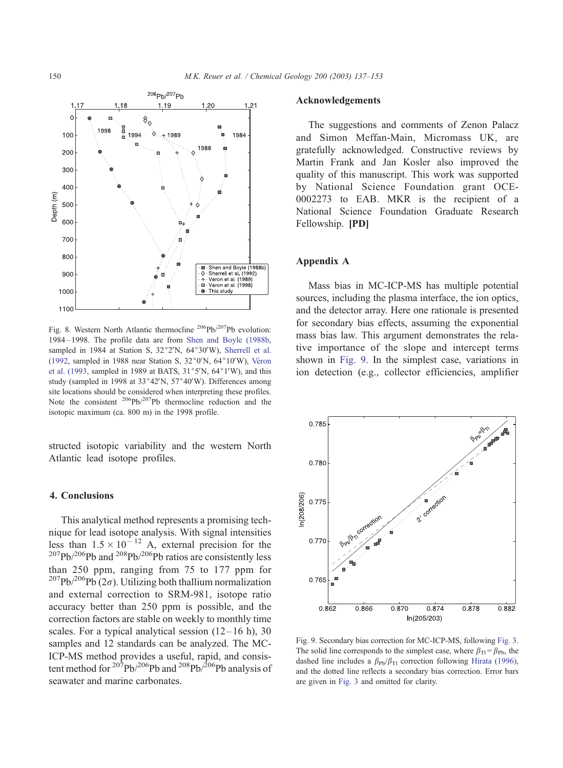Fig. 8. Western North Atlantic thermocline $^{206}Pb/^{207}Pb$ evolution: 1984–1998. The profile data are from Shen and Boyle (1988b, sampled in 1984 at Station S, 32°2′N, 64°30′W), Sherrell et al. (1992, sampled in 1988 near Station S, 32°0′N, 64°10′W), Véron et al. (1993, sampled in 1989 at BATS, 31°5′N, 64°1′W), and this study (sampled in 1998 at 33°42′N, 57°40′W). Differences among site locations should be considered when interpreting these profiles. Note the consistent $^{206}Pb/^{207}Pb$ thermocline reduction and the isotopic maximum (ca. 800 m) in the 1998 profile.

structed isotopic variability and the western North Atlantic lead isotope profiles.

## 4. Conclusions

This analytical method represents a promising technique for lead isotope analysis. With signal intensities less than $1.5 \times 10^{-12}$ A, external precision for the $^{207}Pb/^{206}Pb$ and $^{208}Pb/^{206}Pb$ ratios are consistently less than 250 ppm, ranging from 75 to 177 ppm for $^{207}Pb/^{206}Pb$ ($2\sigma$). Utilizing both thallium normalization and external correction to SRM-981, isotope ratio accuracy better than 250 ppm is possible, and the correction factors are stable on weekly to monthly time scales. For a typical analytical session (12–16 h), 30 samples and 12 standards can be analyzed. The MC-ICP-MS method provides a useful, rapid, and consistent method for $^{207}Pb/^{206}Pb$ and $^{208}Pb/^{206}Pb$ analysis of seawater and marine carbonates.

## Acknowledgements

The suggestions and comments of Zenon Palacz and Simon Meffan-Main, Micromass UK, are gratefully acknowledged. Constructive reviews by Martin Frank and Jan Kosler also improved the quality of this manuscript. This work was supported by National Science Foundation grant OCE-0002273 to EAB. MKR is the recipient of a National Science Foundation Graduate Research Fellowship. **[PD]**

## Appendix A

Mass bias in MC-ICP-MS has multiple potential sources, including the plasma interface, the ion optics, and the detector array. Here one rationale is presented for secondary bias effects, assuming the exponential mass bias law. This argument demonstrates the relative importance of the slope and intercept terms shown in Fig. 9. In the simplest case, variations in ion detection (e.g., collector efficiencies, amplifier

Fig. 9. Secondary bias correction for MC-ICP-MS, following Fig. 3. The solid line corresponds to the simplest case, where $\beta_{Tl} = \beta_{Pb}$, the dashed line includes a $\beta_{Pb}/\beta_{Tl}$ correction following Hirata (1996), and the dotted line reflects a secondary bias correction. Error bars are given in Fig. 3 and omitted for clarity.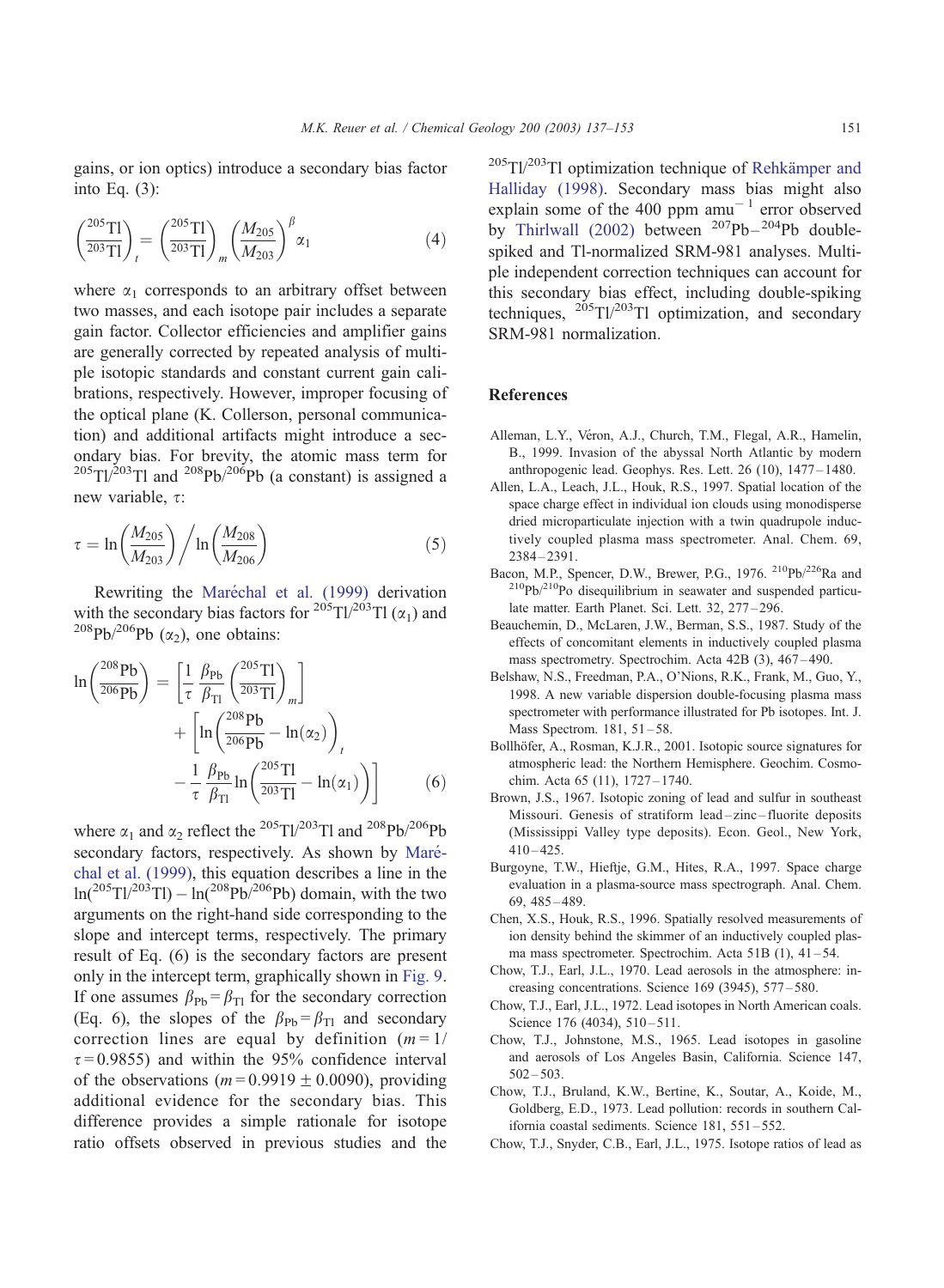gains, or ion optics) introduce a secondary bias factor into Eq. (3):

$$\left(\frac{^{205}\text{Tl}}{^{203}\text{Tl}}\right)_t = \left(\frac{^{205}\text{Tl}}{^{203}\text{Tl}}\right)_m \left(\frac{M_{205}}{M_{203}}\right)^{\beta} \alpha_1 \qquad (4)$$

where $\alpha_1$ corresponds to an arbitrary offset between two masses, and each isotope pair includes a separate gain factor. Collector efficiencies and amplifier gains are generally corrected by repeated analysis of multiple isotopic standards and constant current gain calibrations, respectively. However, improper focusing of the optical plane (K. Collerson, personal communication) and additional artifacts might introduce a secondary bias. For brevity, the atomic mass term for $^{205}$Tl/$^{203}$Tl and $^{208}$Pb/$^{206}$Pb (a constant) is assigned a new variable, $\tau$:

$$\tau = \ln\left(\frac{M_{205}}{M_{203}}\right) \bigg/ \ln\left(\frac{M_{208}}{M_{206}}\right) \qquad (5)$$

Rewriting the Maréchal et al. (1999) derivation with the secondary bias factors for $^{205}$Tl/$^{203}$Tl ($\alpha_1$) and $^{208}$Pb/$^{206}$Pb ($\alpha_2$), one obtains:

$$\ln\left(\frac{^{208}\text{Pb}}{^{206}\text{Pb}}\right) = \left[\frac{1}{\tau}\frac{\beta_{\text{Pb}}}{\beta_{\text{Tl}}}\left(\frac{^{205}\text{Tl}}{^{203}\text{Tl}}\right)_m\right] + \left[\ln\left(\frac{^{208}\text{Pb}}{^{206}\text{Pb}} - \ln(\alpha_2)\right)_t - \frac{1}{\tau}\frac{\beta_{\text{Pb}}}{\beta_{\text{Tl}}}\ln\left(\frac{^{205}\text{Tl}}{^{203}\text{Tl}} - \ln(\alpha_1)\right)\right] \qquad (6)$$

where $\alpha_1$ and $\alpha_2$ reflect the $^{205}$Tl/$^{203}$Tl and $^{208}$Pb/$^{206}$Pb secondary factors, respectively. As shown by Maréchal et al. (1999), this equation describes a line in the ln($^{205}$Tl/$^{203}$Tl) – ln($^{208}$Pb/$^{206}$Pb) domain, with the two arguments on the right-hand side corresponding to the slope and intercept terms, respectively. The primary result of Eq. (6) is the secondary factors are present only in the intercept term, graphically shown in Fig. 9. If one assumes $\beta_{\text{Pb}} = \beta_{\text{Tl}}$ for the secondary correction (Eq. 6), the slopes of the $\beta_{\text{Pb}} = \beta_{\text{Tl}}$ and secondary correction lines are equal by definition ($m = 1/\tau = 0.9855$) and within the 95% confidence interval of the observations ($m = 0.9919 \pm 0.0090$), providing additional evidence for the secondary bias. This difference provides a simple rationale for isotope ratio offsets observed in previous studies and the $^{205}$Tl/$^{203}$Tl optimization technique of Rehkämper and Halliday (1998). Secondary mass bias might also explain some of the 400 ppm amu$^{-1}$ error observed by Thirlwall (2002) between $^{207}$Pb–$^{204}$Pb double-spiked and Tl-normalized SRM-981 analyses. Multiple independent correction techniques can account for this secondary bias effect, including double-spiking techniques, $^{205}$Tl/$^{203}$Tl optimization, and secondary SRM-981 normalization.

## References

Alleman, L.Y., Véron, A.J., Church, T.M., Flegal, A.R., Hamelin, B., 1999. Invasion of the abyssal North Atlantic by modern anthropogenic lead. Geophys. Res. Lett. 26 (10), 1477–1480.

Allen, L.A., Leach, J.J., Houk, R.S., 1997. Spatial location of the space charge effect in individual ion clouds using monodisperse dried microparticulate injection with a twin quadrupole inductively coupled plasma mass spectrometer. Anal. Chem. 69, 2384–2391.

Bacon, M.P., Spencer, D.W., Brewer, P.G., 1976. $^{210}$Pb/$^{226}$Ra and $^{210}$Pb/$^{210}$Po disequilibrium in seawater and suspended particulate matter. Earth Planet. Sci. Lett. 32, 277–296.

Beauchemin, D., McLaren, J.W., Berman, S.S., 1987. Study of the effects of concomitant elements in inductively coupled plasma mass spectrometry. Spectrochim. Acta 42B (3), 467–490.

Belshaw, N.S., Freedman, P.A., O'Nions, R.K., Frank, M., Guo, Y., 1998. A new variable dispersion double-focusing plasma mass spectrometer with performance illustrated for Pb isotopes. Int. J. Mass Spectrom. 181, 51–58.

Bollhöfer, A., Rosman, K.J.R., 2001. Isotopic source signatures for atmospheric lead: the Northern Hemisphere. Geochim. Cosmochim. Acta 65 (11), 1727–1740.

Brown, J.S., 1967. Isotopic zoning of lead and sulfur in southeast Missouri. Genesis of stratiform lead–zinc–fluorite deposits (Mississippi Valley type deposits). Econ. Geol., New York, 410–425.

Burgoyne, T.W., Hieftje, G.M., Hites, R.A., 1997. Space charge evaluation in a plasma-source mass spectrograph. Anal. Chem. 69, 485–489.

Chen, X.S., Houk, R.S., 1996. Spatially resolved measurements of ion density behind the skimmer of an inductively coupled plasma mass spectrometer. Spectrochim. Acta 51B (1), 41–54.

Chow, T.J., Earl, J.L., 1970. Lead aerosols in the atmosphere: increasing concentrations. Science 169 (3945), 577–580.

Chow, T.J., Earl, J.L., 1972. Lead isotopes in North American coals. Science 176 (4034), 510–511.

Chow, T.J., Johnstone, M.S., 1965. Lead isotopes in gasoline and aerosols of Los Angeles Basin, California. Science 147, 502–503.

Chow, T.J., Bruland, K.W., Bertine, K., Soutar, A., Koide, M., Goldberg, E.D., 1973. Lead pollution: records in southern California coastal sediments. Science 181, 551–552.

Chow, T.J., Snyder, C.B., Earl, J.L., 1975. Isotope ratios of lead as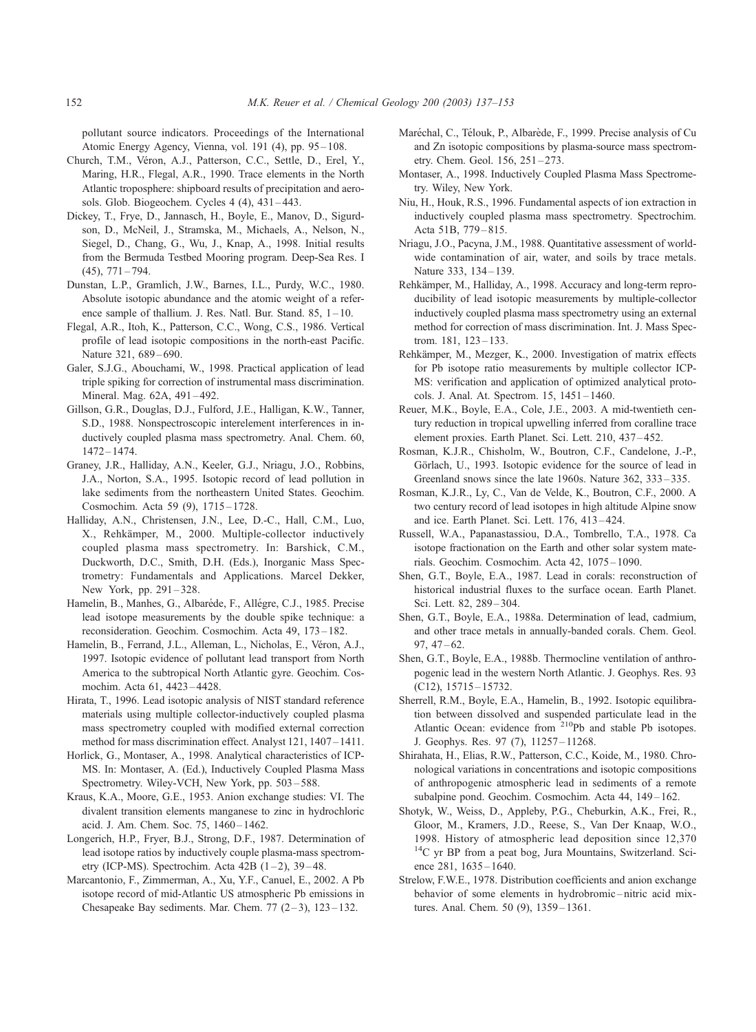pollutant source indicators. Proceedings of the International Atomic Energy Agency, Vienna, vol. 191 (4), pp. 95–108.

Church, T.M., Véron, A.J., Patterson, C.C., Settle, D., Erel, Y., Maring, H.R., Flegal, A.R., 1990. Trace elements in the North Atlantic troposphere: shipboard results of precipitation and aerosols. Glob. Biogeochem. Cycles 4 (4), 431–443.

Dickey, T., Frye, D., Jannasch, H., Boyle, E., Manov, D., Sigurdson, D., McNeil, J., Stramska, M., Michaels, A., Nelson, N., Siegel, D., Chang, G., Wu, J., Knap, A., 1998. Initial results from the Bermuda Testbed Mooring program. Deep-Sea Res. I (45), 771–794.

Dunstan, L.P., Gramlich, J.W., Barnes, I.L., Purdy, W.C., 1980. Absolute isotopic abundance and the atomic weight of a reference sample of thallium. J. Res. Natl. Bur. Stand. 85, 1–10.

Flegal, A.R., Itoh, K., Patterson, C.C., Wong, C.S., 1986. Vertical profile of lead isotopic compositions in the north-east Pacific. Nature 321, 689–690.

Galer, S.J.G., Abouchami, W., 1998. Practical application of lead triple spiking for correction of instrumental mass discrimination. Mineral. Mag. 62A, 491–492.

Gillson, G.R., Douglas, D.J., Fulford, J.E., Halligan, K.W., Tanner, S.D., 1988. Nonspectroscopic interelement interferences in inductively coupled plasma mass spectrometry. Anal. Chem. 60, 1472–1474.

Graney, J.R., Halliday, A.N., Keeler, G.J., Nriagu, J.O., Robbins, J.A., Norton, S.A., 1995. Isotopic record of lead pollution in lake sediments from the northeastern United States. Geochim. Cosmochim. Acta 59 (9), 1715–1728.

Halliday, A.N., Christensen, J.N., Lee, D.-C., Hall, C.M., Luo, X., Rehkämper, M., 2000. Multiple-collector inductively coupled plasma mass spectrometry. In: Barshick, C.M., Duckworth, D.C., Smith, D.H. (Eds.), Inorganic Mass Spectrometry: Fundamentals and Applications. Marcel Dekker, New York, pp. 291–328.

Hamelin, B., Manhes, G., Albaréde, F., Allégre, C.J., 1985. Precise lead isotope measurements by the double spike technique: a reconsideration. Geochim. Cosmochim. Acta 49, 173–182.

Hamelin, B., Ferrand, J.L., Alleman, L., Nicholas, E., Véron, A.J., 1997. Isotopic evidence of pollutant lead transport from North America to the subtropical North Atlantic gyre. Geochim. Cosmochim. Acta 61, 4423–4428.

Hirata, T., 1996. Lead isotopic analysis of NIST standard reference materials using multiple collector-inductively coupled plasma mass spectrometry coupled with modified external correction method for mass discrimination effect. Analyst 121, 1407–1411.

Horlick, G., Montaser, A., 1998. Analytical characteristics of ICP-MS. In: Montaser, A. (Ed.), Inductively Coupled Plasma Mass Spectrometry. Wiley-VCH, New York, pp. 503–588.

Kraus, K.A., Moore, G.E., 1953. Anion exchange studies: VI. The divalent transition elements manganese to zinc in hydrochloric acid. J. Am. Chem. Soc. 75, 1460–1462.

Longerich, H.P., Fryer, B.J., Strong, D.F., 1987. Determination of lead isotope ratios by inductively couple plasma-mass spectrometry (ICP-MS). Spectrochim. Acta 42B (1–2), 39–48.

Marcantonio, F., Zimmerman, A., Xu, Y.F., Canuel, E., 2002. A Pb isotope record of mid-Atlantic US atmospheric Pb emissions in Chesapeake Bay sediments. Mar. Chem. 77 (2–3), 123–132.

Maréchal, C., Télouk, P., Albarède, F., 1999. Precise analysis of Cu and Zn isotopic compositions by plasma-source mass spectrometry. Chem. Geol. 156, 251–273.

Montaser, A., 1998. Inductively Coupled Plasma Mass Spectrometry. Wiley, New York.

Niu, H., Houk, R.S., 1996. Fundamental aspects of ion extraction in inductively coupled plasma mass spectrometry. Spectrochim. Acta 51B, 779–815.

Nriagu, J.O., Pacyna, J.M., 1988. Quantitative assessment of worldwide contamination of air, water, and soils by trace metals. Nature 333, 134–139.

Rehkämper, M., Halliday, A., 1998. Accuracy and long-term reproducibility of lead isotopic measurements by multiple-collector inductively coupled plasma mass spectrometry using an external method for correction of mass discrimination. Int. J. Mass Spectrom. 181, 123–133.

Rehkämper, M., Mezger, K., 2000. Investigation of matrix effects for Pb isotope ratio measurements by multiple collector ICP-MS: verification and application of optimized analytical protocols. J. Anal. At. Spectrom. 15, 1451–1460.

Reuer, M.K., Boyle, E.A., Cole, J.E., 2003. A mid-twentieth century reduction in tropical upwelling inferred from coralline trace element proxies. Earth Planet. Sci. Lett. 210, 437–452.

Rosman, K.J.R., Chisholm, W., Boutron, C.F., Candelone, J.-P., Görlach, U., 1993. Isotopic evidence for the source of lead in Greenland snows since the late 1960s. Nature 362, 333–335.

Rosman, K.J.R., Ly, C., Van de Velde, K., Boutron, C.F., 2000. A two century record of lead isotopes in high altitude Alpine snow and ice. Earth Planet. Sci. Lett. 176, 413–424.

Russell, W.A., Papanastassiou, D.A., Tombrello, T.A., 1978. Ca isotope fractionation on the Earth and other solar system materials. Geochim. Cosmochim. Acta 42, 1075–1090.

Shen, G.T., Boyle, E.A., 1987. Lead in corals: reconstruction of historical industrial fluxes to the surface ocean. Earth Planet. Sci. Lett. 82, 289–304.

Shen, G.T., Boyle, E.A., 1988a. Determination of lead, cadmium, and other trace metals in annually-banded corals. Chem. Geol. 97, 47–62.

Shen, G.T., Boyle, E.A., 1988b. Thermocline ventilation of anthropogenic lead in the western North Atlantic. J. Geophys. Res. 93 (C12), 15715–15732.

Sherrell, R.M., Boyle, E.A., Hamelin, B., 1992. Isotopic equilibration between dissolved and suspended particulate lead in the Atlantic Ocean: evidence from $^{210}$Pb and stable Pb isotopes. J. Geophys. Res. 97 (7), 11257–11268.

Shirahata, H., Elias, R.W., Patterson, C.C., Koide, M., 1980. Chronological variations in concentrations and isotopic compositions of anthropogenic atmospheric lead in sediments of a remote subalpine pond. Geochim. Cosmochim. Acta 44, 149–162.

Shotyk, W., Weiss, D., Appleby, P.G., Cheburkin, A.K., Frei, R., Gloor, M., Kramers, J.D., Reese, S., Van Der Knaap, W.O., 1998. History of atmospheric lead deposition since 12,370 $^{14}$C yr BP from a peat bog, Jura Mountains, Switzerland. Science 281, 1635–1640.

Strelow, F.W.E., 1978. Distribution coefficients and anion exchange behavior of some elements in hydrobromic–nitric acid mixtures. Anal. Chem. 50 (9), 1359–1361.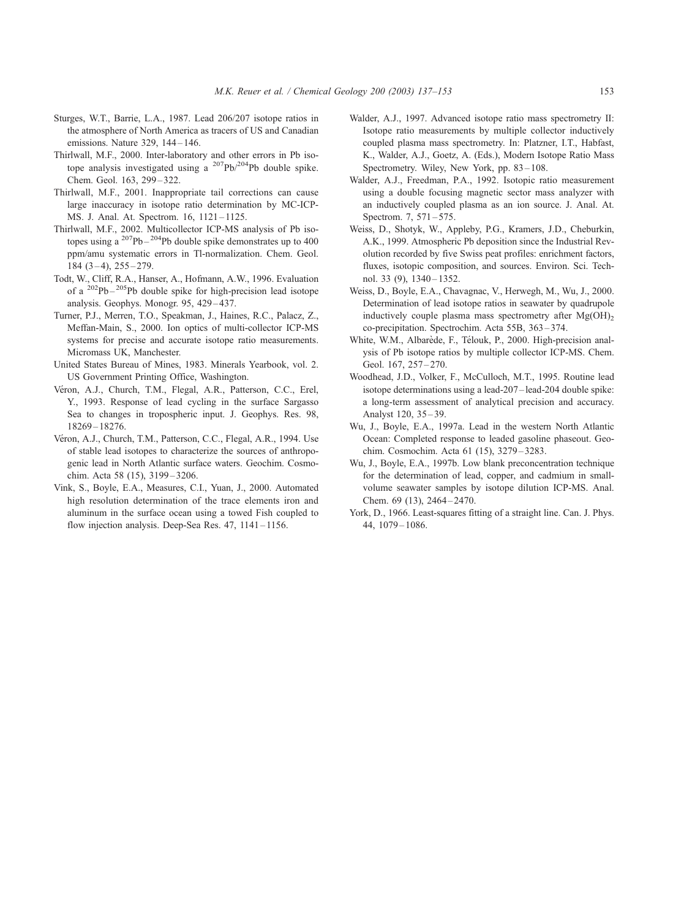Sturges, W.T., Barrie, L.A., 1987. Lead 206/207 isotope ratios in the atmosphere of North America as tracers of US and Canadian emissions. Nature 329, 144–146.

Thirlwall, M.F., 2000. Inter-laboratory and other errors in Pb isotope analysis investigated using a $^{207}Pb/^{204}Pb$ double spike. Chem. Geol. 163, 299–322.

Thirlwall, M.F., 2001. Inappropriate tail corrections can cause large inaccuracy in isotope ratio determination by MC-ICP-MS. J. Anal. At. Spectrom. 16, 1121–1125.

Thirlwall, M.F., 2002. Multicollector ICP-MS analysis of Pb isotopes using a $^{207}Pb–^{204}Pb$ double spike demonstrates up to 400 ppm/amu systematic errors in Tl-normalization. Chem. Geol. 184 (3–4), 255–279.

Todt, W., Cliff, R.A., Hanser, A., Hofmann, A.W., 1996. Evaluation of a $^{202}Pb–^{205}Pb$ double spike for high-precision lead isotope analysis. Geophys. Monogr. 95, 429–437.

Turner, P.J., Merren, T.O., Speakman, J., Haines, R.C., Palacz, Z., Meffan-Main, S., 2000. Ion optics of multi-collector ICP-MS systems for precise and accurate isotope ratio measurements. Micromass UK, Manchester.

United States Bureau of Mines, 1983. Minerals Yearbook, vol. 2. US Government Printing Office, Washington.

Véron, A.J., Church, T.M., Flegal, A.R., Patterson, C.C., Erel, Y., 1993. Response of lead cycling in the surface Sargasso Sea to changes in tropospheric input. J. Geophys. Res. 98, 18269–18276.

Véron, A.J., Church, T.M., Patterson, C.C., Flegal, A.R., 1994. Use of stable lead isotopes to characterize the sources of anthropogenic lead in North Atlantic surface waters. Geochim. Cosmochim. Acta 58 (15), 3199–3206.

Vink, S., Boyle, E.A., Measures, C.I., Yuan, J., 2000. Automated high resolution determination of the trace elements iron and aluminum in the surface ocean using a towed Fish coupled to flow injection analysis. Deep-Sea Res. 47, 1141–1156.

Walder, A.J., 1997. Advanced isotope ratio mass spectrometry II: Isotope ratio measurements by multiple collector inductively coupled plasma mass spectrometry. In: Platzner, I.T., Habfast, K., Walder, A.J., Goetz, A. (Eds.), Modern Isotope Ratio Mass Spectrometry. Wiley, New York, pp. 83–108.

Walder, A.J., Freedman, P.A., 1992. Isotopic ratio measurement using a double focusing magnetic sector mass analyzer with an inductively coupled plasma as an ion source. J. Anal. At. Spectrom. 7, 571–575.

Weiss, D., Shotyk, W., Appleby, P.G., Kramers, J.D., Cheburkin, A.K., 1999. Atmospheric Pb deposition since the Industrial Revolution recorded by five Swiss peat profiles: enrichment factors, fluxes, isotopic composition, and sources. Environ. Sci. Technol. 33 (9), 1340–1352.

Weiss, D., Boyle, E.A., Chavagnac, V., Herwegh, M., Wu, J., 2000. Determination of lead isotope ratios in seawater by quadrupole inductively couple plasma mass spectrometry after $Mg(OH)_2$ co-precipitation. Spectrochim. Acta 55B, 363–374.

White, W.M., Albarède, F., Télouk, P., 2000. High-precision analysis of Pb isotope ratios by multiple collector ICP-MS. Chem. Geol. 167, 257–270.

Woodhead, J.D., Volker, F., McCulloch, M.T., 1995. Routine lead isotope determinations using a lead-207–lead-204 double spike: a long-term assessment of analytical precision and accuracy. Analyst 120, 35–39.

Wu, J., Boyle, E.A., 1997a. Lead in the western North Atlantic Ocean: Completed response to leaded gasoline phaseout. Geochim. Cosmochim. Acta 61 (15), 3279–3283.

Wu, J., Boyle, E.A., 1997b. Low blank preconcentration technique for the determination of lead, copper, and cadmium in small-volume seawater samples by isotope dilution ICP-MS. Anal. Chem. 69 (13), 2464–2470.

York, D., 1966. Least-squares fitting of a straight line. Can. J. Phys. 44, 1079–1086.